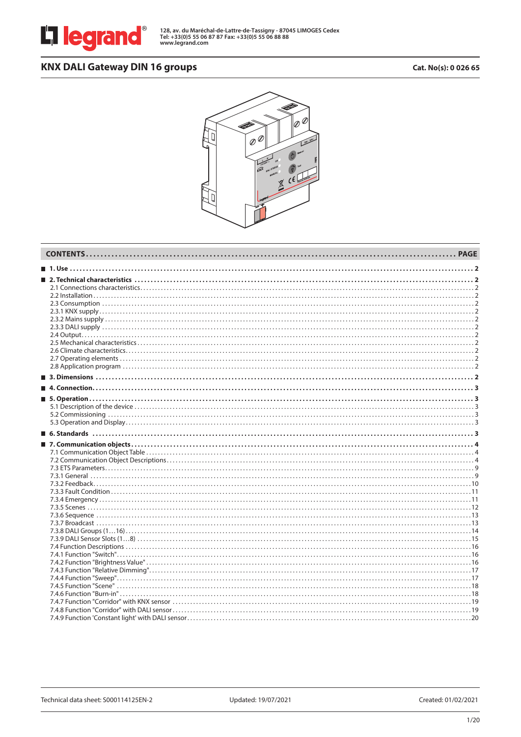128, av. du Maréchal-de-Lattre-de-Tassigny - 87045 LIMOGES Cedex
Tel: +33(0)5 55 06 87 87 Fax: +33(0)5 55 06 88 88
www.legrand.com

# KNX DALI Gateway DIN 16 groups

**Cat. No(s): 0 026 65**

| CONTENTS | PAGE |
|---|---|
| **1. Use** | **2** |
| **2. Technical characteristics** | **2** |
| 2.1 Connections characteristics | 2 |
| 2.2 Installation | 2 |
| 2.3 Consumption | 2 |
| 2.3.1 KNX supply | 2 |
| 2.3.2 Mains supply | 2 |
| 2.3.3 DALI supply | 2 |
| 2.4 Output | 2 |
| 2.5 Mechanical characteristics | 2 |
| 2.6 Climate characteristics | 2 |
| 2.7 Operating elements | 2 |
| 2.8 Application program | 2 |
| **3. Dimensions** | **2** |
| **4. Connection** | **3** |
| **5. Operation** | **3** |
| 5.1 Description of the device | 3 |
| 5.2 Commissioning | 3 |
| 5.3 Operation and Display | 3 |
| **6. Standards** | **3** |
| **7. Communication objects** | **4** |
| 7.1 Communication Object Table | 4 |
| 7.2 Communication Object Descriptions | 4 |
| 7.3 ETS Parameters | 9 |
| 7.3.1 General | 9 |
| 7.3.2 Feedback | 10 |
| 7.3.3 Fault Condition | 11 |
| 7.3.4 Emergency | 11 |
| 7.3.5 Scenes | 12 |
| 7.3.6 Sequence | 13 |
| 7.3.7 Broadcast | 13 |
| 7.3.8 DALI Groups (1…16) | 14 |
| 7.3.9 DALI Sensor Slots (1…8) | 15 |
| 7.4 Function Descriptions | 16 |
| 7.4.1 Function "Switch" | 16 |
| 7.4.2 Function "Brightness Value" | 16 |
| 7.4.3 Function "Relative Dimming" | 17 |
| 7.4.4 Function "Sweep" | 17 |
| 7.4.5 Function "Scene" | 18 |
| 7.4.6 Function "Burn-in" | 18 |
| 7.4.7 Function "Corridor" with KNX sensor | 19 |
| 7.4.8 Function "Corridor" with DALI sensor | 19 |
| 7.4.9 Function 'Constant light' with DALI sensor | 20 |

Technical data sheet: S000114125EN-2 | Updated: 19/07/2021 | Created: 01/02/2021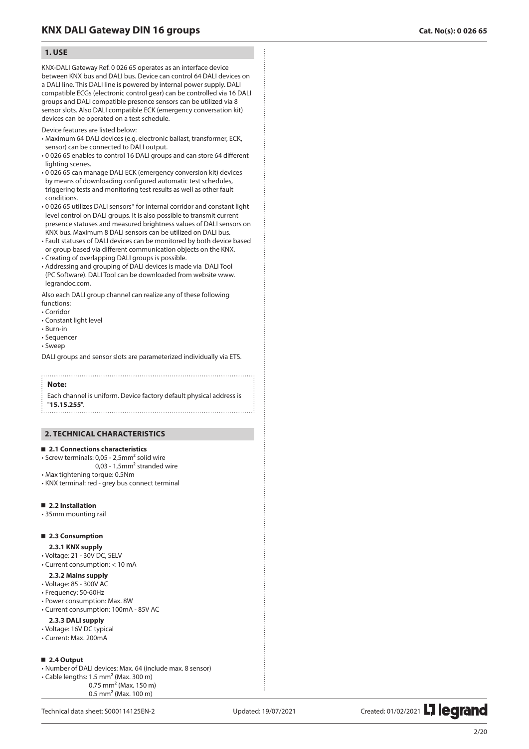## 1. USE

KNX-DALI Gateway Ref. 0 026 65 operates as an interface device between KNX bus and DALI bus. Device can control 64 DALI devices on a DALI line. This DALI line is powered by internal power supply. DALI compatible ECGs (electronic control gear) can be controlled via 16 DALI groups and DALI compatible presence sensors can be utilized via 8 sensor slots. Also DALI compatible ECK (emergency conversation kit) devices can be operated on a test schedule.

Device features are listed below:

- Maximum 64 DALI devices (e.g. electronic ballast, transformer, ECK, sensor) can be connected to DALI output.
- 0 026 65 enables to control 16 DALI groups and can store 64 different lighting scenes.
- 0 026 65 can manage DALI ECK (emergency conversion kit) devices by means of downloading configured automatic test schedules, triggering tests and monitoring test results as well as other fault conditions.
- 0 026 65 utilizes DALI sensors* for internal corridor and constant light level control on DALI groups. It is also possible to transmit current presence statuses and measured brightness values of DALI sensors on KNX bus. Maximum 8 DALI sensors can be utilized on DALI bus.
- Fault statuses of DALI devices can be monitored by both device based or group based via different communication objects on the KNX.
- Creating of overlapping DALI groups is possible.
- Addressing and grouping of DALI devices is made via DALI Tool (PC Software). DALI Tool can be downloaded from website www.legrandoc.com.

Also each DALI group channel can realize any of these following functions:

- Corridor
- Constant light level
- Burn-in
- Sequencer
- Sweep

DALI groups and sensor slots are parameterized individually via ETS.

**Note:**

Each channel is uniform. Device factory default physical address is "**15.15.255**".

## 2. TECHNICAL CHARACTERISTICS

### 2.1 Connections characteristics

- Screw terminals: 0,05 - 2,5mm² solid wire
  0,03 - 1,5mm² stranded wire
- Max tightening torque: 0.5Nm
- KNX terminal: red - grey bus connect terminal

### 2.2 Installation

- 35mm mounting rail

### 2.3 Consumption

#### 2.3.1 KNX supply

- Voltage: 21 - 30V DC, SELV
- Current consumption: < 10 mA

#### 2.3.2 Mains supply

- Voltage: 85 - 300V AC
- Frequency: 50-60Hz
- Power consumption: Max. 8W
- Current consumption: 100mA - 85V AC

#### 2.3.3 DALI supply

- Voltage: 16V DC typical
- Current: Max. 200mA

### 2.4 Output

- Number of DALI devices: Max. 64 (include max. 8 sensor)
- Cable lengths: 1.5 mm² (Max. 300 m)
  0.75 mm² (Max. 150 m)
  0.5 mm² (Max. 100 m)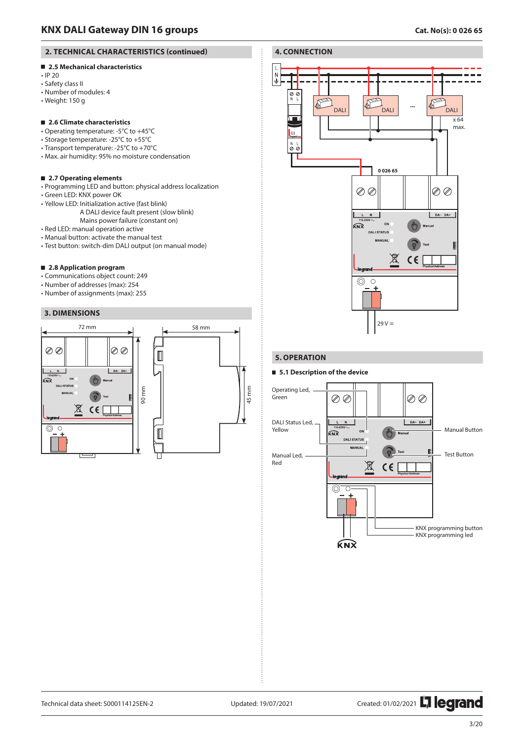## 2. TECHNICAL CHARACTERISTICS (continued)

### 2.5 Mechanical characteristics

- IP 20
- Safety class II
- Number of modules: 4
- Weight: 150 g

### 2.6 Climate characteristics

- Operating temperature: -5°C to +45°C
- Storage temperature: -25°C to +55°C
- Transport temperature: -25°C to +70°C
- Max. air humidity: 95% no moisture condensation

### 2.7 Operating elements

- Programming LED and button: physical address localization
- Green LED: KNX power OK
- Yellow LED: Initialization active (fast blink)
  A DALI device fault present (slow blink)
  Mains power failure (constant on)
- Red LED: manual operation active
- Manual button: activate the manual test
- Test button: switch-dim DALI output (on manual mode)

### 2.8 Application program

- Communications object count: 249
- Number of addresses (max): 254
- Number of assignments (max): 255

## 3. DIMENSIONS

72 mm

58 mm

90 mm

45 mm

## 4. CONNECTION

L
N

DALI

DALI

...

DALI

x 64 max.

0 026 65

29 V =

## 5. OPERATION

### 5.1 Description of the device

Operating Led, Green

DALI Status Led, Yellow

Manual Led, Red

Manual Button

Test Button

KNX programming button

KNX programming led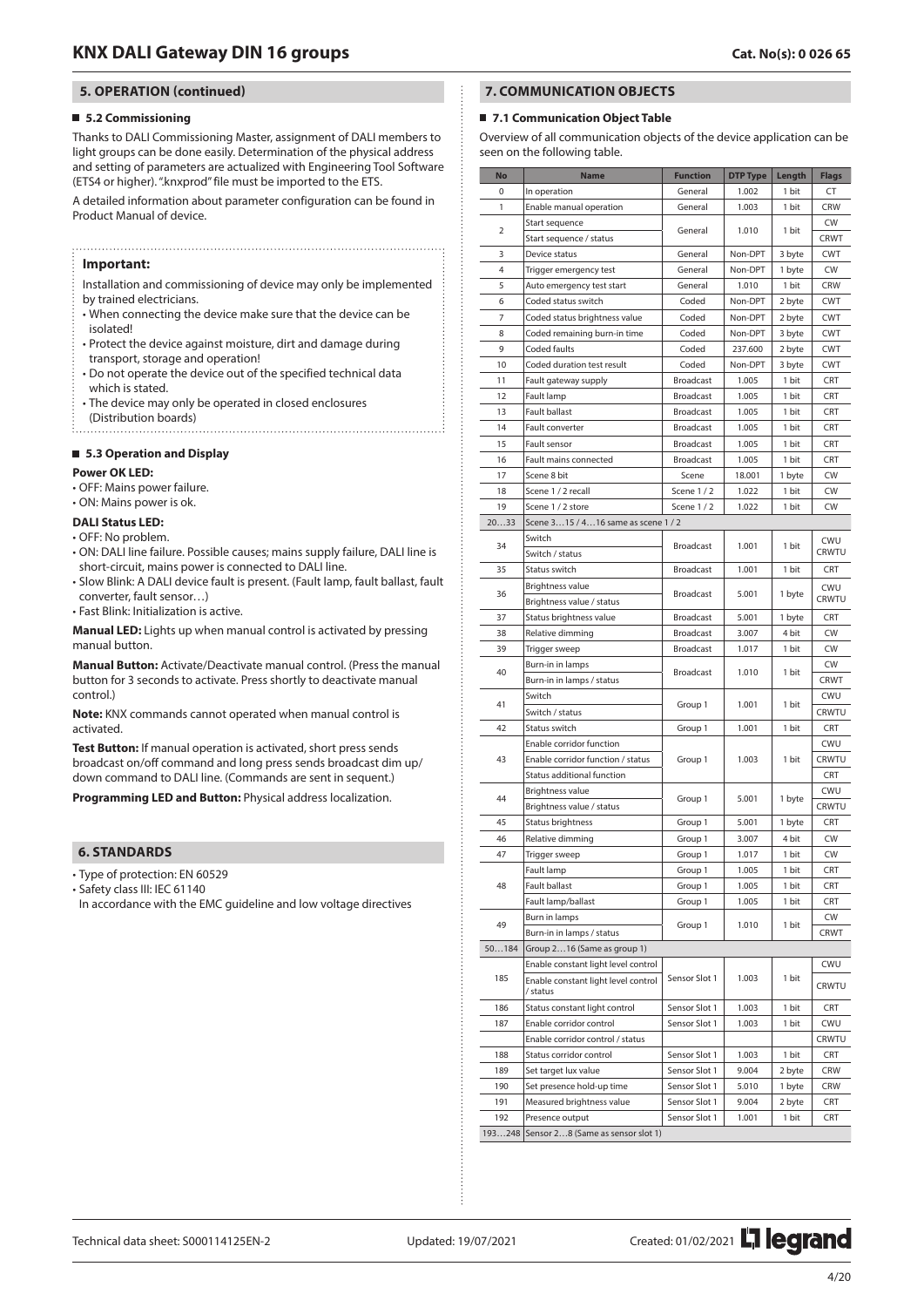## 5. OPERATION (continued)

### 5.2 Commissioning

Thanks to DALI Commissioning Master, assignment of DALI members to light groups can be done easily. Determination of the physical address and setting of parameters are actualized with Engineering Tool Software (ETS4 or higher). ".knxprod" file must be imported to the ETS.

A detailed information about parameter configuration can be found in Product Manual of device.

**Important:**

Installation and commissioning of device may only be implemented by trained electricians.

- When connecting the device make sure that the device can be isolated!
- Protect the device against moisture, dirt and damage during transport, storage and operation!
- Do not operate the device out of the specified technical data which is stated.
- The device may only be operated in closed enclosures (Distribution boards)

### 5.3 Operation and Display

**Power OK LED:**

- OFF: Mains power failure.
- ON: Mains power is ok.

**DALI Status LED:**

- OFF: No problem.
- ON: DALI line failure. Possible causes; mains supply failure, DALI line is short-circuit, mains power is connected to DALI line.
- Slow Blink: A DALI device fault is present. (Fault lamp, fault ballast, fault converter, fault sensor…)
- Fast Blink: Initialization is active.

**Manual LED:** Lights up when manual control is activated by pressing manual button.

**Manual Button:** Activate/Deactivate manual control. (Press the manual button for 3 seconds to activate. Press shortly to deactivate manual control.)

**Note:** KNX commands cannot operated when manual control is activated.

**Test Button:** If manual operation is activated, short press sends broadcast on/off command and long press sends broadcast dim up/down command to DALI line. (Commands are sent in sequent.)

**Programming LED and Button:** Physical address localization.

## 6. STANDARDS

- Type of protection: EN 60529
- Safety class III: IEC 61140

In accordance with the EMC guideline and low voltage directives

## 7. COMMUNICATION OBJECTS

### 7.1 Communication Object Table

Overview of all communication objects of the device application can be seen on the following table.

| No | Name | Function | DTP Type | Length | Flags |
|---|---|---|---|---|---|
| 0 | In operation | General | 1.002 | 1 bit | CT |
| 1 | Enable manual operation | General | 1.003 | 1 bit | CRW |
| 2 | Start sequence | General | 1.010 | 1 bit | CW |
| | Start sequence / status | | | | CRWT |
| 3 | Device status | General | Non-DPT | 3 byte | CWT |
| 4 | Trigger emergency test | General | Non-DPT | 1 byte | CW |
| 5 | Auto emergency test start | General | 1.010 | 1 bit | CRW |
| 6 | Coded status switch | Coded | Non-DPT | 2 byte | CWT |
| 7 | Coded status brightness value | Coded | Non-DPT | 2 byte | CWT |
| 8 | Coded remaining burn-in time | Coded | Non-DPT | 3 byte | CWT |
| 9 | Coded faults | Coded | 237.600 | 2 byte | CWT |
| 10 | Coded duration test result | Coded | Non-DPT | 3 byte | CWT |
| 11 | Fault gateway supply | Broadcast | 1.005 | 1 bit | CRT |
| 12 | Fault lamp | Broadcast | 1.005 | 1 bit | CRT |
| 13 | Fault ballast | Broadcast | 1.005 | 1 bit | CRT |
| 14 | Fault converter | Broadcast | 1.005 | 1 bit | CRT |
| 15 | Fault sensor | Broadcast | 1.005 | 1 bit | CRT |
| 16 | Fault mains connected | Broadcast | 1.005 | 1 bit | CRT |
| 17 | Scene 8 bit | Scene | 18.001 | 1 byte | CW |
| 18 | Scene 1 / 2 recall | Scene 1 / 2 | 1.022 | 1 bit | CW |
| 19 | Scene 1 / 2 store | Scene 1 / 2 | 1.022 | 1 bit | CW |
| 20…33 | Scene 3…15 / 4…16 same as scene 1 / 2 | | | | |
| 34 | Switch | Broadcast | 1.001 | 1 bit | CWU |
| | Switch / status | | | | CRWTU |
| 35 | Status switch | Broadcast | 1.001 | 1 bit | CRT |
| 36 | Brightness value | Broadcast | 5.001 | 1 byte | CWU |
| | Brightness value / status | | | | CRWTU |
| 37 | Status brightness value | Broadcast | 5.001 | 1 byte | CRT |
| 38 | Relative dimming | Broadcast | 3.007 | 4 bit | CW |
| 39 | Trigger sweep | Broadcast | 1.017 | 1 bit | CW |
| 40 | Burn-in in lamps | Broadcast | 1.010 | 1 bit | CW |
| | Burn-in in lamps / status | | | | CRWT |
| 41 | Switch | Group 1 | 1.001 | 1 bit | CWU |
| | Switch / status | | | | CRWTU |
| 42 | Status switch | Group 1 | 1.001 | 1 bit | CRT |
| 43 | Enable corridor function | Group 1 | 1.003 | 1 bit | CWU |
| | Enable corridor function / status | | | | CRWTU |
| | Status additional function | | | | CRT |
| 44 | Brightness value | Group 1 | 5.001 | 1 byte | CWU |
| | Brightness value / status | | | | CRWTU |
| 45 | Status brightness | Group 1 | 5.001 | 1 byte | CRT |
| 46 | Relative dimming | Group 1 | 3.007 | 4 bit | CW |
| 47 | Trigger sweep | Group 1 | 1.017 | 1 bit | CW |
| 48 | Fault lamp | Group 1 | 1.005 | 1 bit | CRT |
| | Fault ballast | Group 1 | 1.005 | 1 bit | CRT |
| | Fault lamp/ballast | Group 1 | 1.005 | 1 bit | CRT |
| 49 | Burn in lamps | Group 1 | 1.010 | 1 bit | CW |
| | Burn-in in lamps / status | | | | CRWT |
| 50…184 | Group 2…16 (Same as group 1) | | | | |
| 185 | Enable constant light level control | Sensor Slot 1 | 1.003 | 1 bit | CWU |
| | Enable constant light level control / status | | | | CRWTU |
| 186 | Status constant light control | Sensor Slot 1 | 1.003 | 1 bit | CRT |
| 187 | Enable corridor control | Sensor Slot 1 | 1.003 | 1 bit | CWU |
| | Enable corridor control / status | | | | CRWTU |
| 188 | Status corridor control | Sensor Slot 1 | 1.003 | 1 bit | CRT |
| 189 | Set target lux value | Sensor Slot 1 | 9.004 | 2 byte | CRW |
| 190 | Set presence hold-up time | Sensor Slot 1 | 5.010 | 1 byte | CRW |
| 191 | Measured brightness value | Sensor Slot 1 | 9.004 | 2 byte | CRT |
| 192 | Presence output | Sensor Slot 1 | 1.001 | 1 bit | CRT |
| 193…248 | Sensor 2…8 (Same as sensor slot 1) | | | | |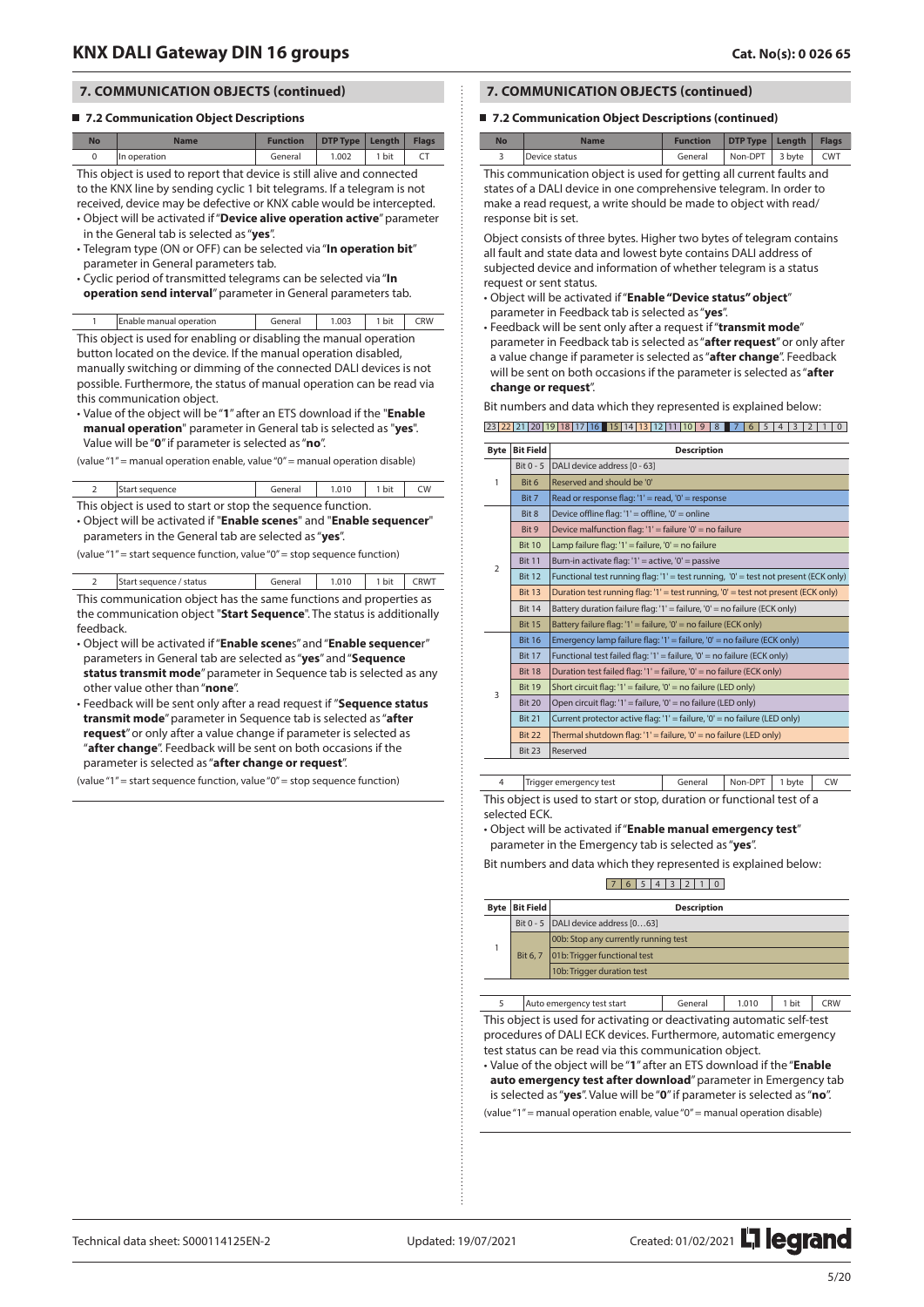## 7. COMMUNICATION OBJECTS (continued)

### 7.2 Communication Object Descriptions

| No | Name | Function | DTP Type | Length | Flags |
|---|---|---|---|---|---|
| 0 | In operation | General | 1.002 | 1 bit | CT |

This object is used to report that device is still alive and connected to the KNX line by sending cyclic 1 bit telegrams. If a telegram is not received, device may be defective or KNX cable would be intercepted.

- Object will be activated if "**Device alive operation active**" parameter in the General tab is selected as "**yes**".
- Telegram type (ON or OFF) can be selected via "**In operation bit**" parameter in General parameters tab.
- Cyclic period of transmitted telegrams can be selected via "**In operation send interval**" parameter in General parameters tab.

| No | Name | Function | DTP Type | Length | Flags |
|---|---|---|---|---|---|
| 1 | Enable manual operation | General | 1.003 | 1 bit | CRW |

This object is used for enabling or disabling the manual operation button located on the device. If the manual operation disabled, manually switching or dimming of the connected DALI devices is not possible. Furthermore, the status of manual operation can be read via this communication object.

- Value of the object will be "**1**" after an ETS download if the "**Enable manual operation**" parameter in General tab is selected as "**yes**". Value will be "**0**" if parameter is selected as "**no**".

(value "1" = manual operation enable, value "0" = manual operation disable)

| No | Name | Function | DTP Type | Length | Flags |
|---|---|---|---|---|---|
| 2 | Start sequence | General | 1.010 | 1 bit | CW |

This object is used to start or stop the sequence function.

- Object will be activated if "**Enable scenes**" and "**Enable sequencer**" parameters in the General tab are selected as "**yes**".

(value "1" = start sequence function, value "0" = stop sequence function)

| No | Name | Function | DTP Type | Length | Flags |
|---|---|---|---|---|---|
| 2 | Start sequence / status | General | 1.010 | 1 bit | CRWT |

This communication object has the same functions and properties as the communication object "**Start Sequence**". The status is additionally feedback.

- Object will be activated if "**Enable scenes**" and "**Enable sequencer**" parameters in General tab are selected as "**yes**" and "**Sequence status transmit mode**" parameter in Sequence tab is selected as any other value other than "**none**".
- Feedback will be sent only after a read request if "**Sequence status transmit mode**" parameter in Sequence tab is selected as "**after request**" or only after a value change if parameter is selected as "**after change**". Feedback will be sent on both occasions if the parameter is selected as "**after change or request**".

(value "1" = start sequence function, value "0" = stop sequence function)

| No | Name | Function | DTP Type | Length | Flags |
|---|---|---|---|---|---|
| 3 | Device status | General | Non-DPT | 3 byte | CWT |

This communication object is used for getting all current faults and states of a DALI device in one comprehensive telegram. In order to make a read request, a write should be made to object with read/response bit is set.

Object consists of three bytes. Higher two bytes of telegram contains all fault and state data and lowest byte contains DALI address of subjected device and information of whether telegram is a status request or sent status.

- Object will be activated if "**Enable "Device status" object**" parameter in Feedback tab is selected as "**yes**".
- Feedback will be sent only after a request if "**transmit mode**" parameter in Feedback tab is selected as "**after request**" or only after a value change if parameter is selected as "**after change**". Feedback will be sent on both occasions if the parameter is selected as "**after change or request**".

Bit numbers and data which they represented is explained below:

23 | 22 | 21 | 20 | 19 | 18 | 17 | 16 | 15 | 14 | 13 | 12 | 11 | 10 | 9 | 8 | 7 | 6 | 5 | 4 | 3 | 2 | 1 | 0

| Byte | Bit Field | Description |
|---|---|---|
| 1 | Bit 0 - 5 | DALI device address [0 - 63] |
| | Bit 6 | Reserved and should be '0' |
| | Bit 7 | Read or response flag: '1' = read, '0' = response |
| 2 | Bit 8 | Device offline flag: '1' = offline, '0' = online |
| | Bit 9 | Device malfunction flag: '1' = failure '0' = no failure |
| | Bit 10 | Lamp failure flag: '1' = failure, '0' = no failure |
| | Bit 11 | Burn-in activate flag: '1' = active, '0' = passive |
| | Bit 12 | Functional test running flag: '1' = test running, '0' = test not present (ECK only) |
| | Bit 13 | Duration test running flag: '1' = test running, '0' = test not present (ECK only) |
| | Bit 14 | Battery duration failure flag: '1' = failure, '0' = no failure (ECK only) |
| | Bit 15 | Battery failure flag: '1' = failure, '0' = no failure (ECK only) |
| 3 | Bit 16 | Emergency lamp failure flag: '1' = failure, '0' = no failure (ECK only) |
| | Bit 17 | Functional test failed flag: '1' = failure, '0' = no failure (ECK only) |
| | Bit 18 | Duration test failed flag: '1' = failure, '0' = no failure (ECK only) |
| | Bit 19 | Short circuit flag: '1' = failure, '0' = no failure (LED only) |
| | Bit 20 | Open circuit flag: '1' = failure, '0' = no failure (LED only) |
| | Bit 21 | Current protector active flag: '1' = failure, '0' = no failure (LED only) |
| | Bit 22 | Thermal shutdown flag: '1' = failure, '0' = no failure (LED only) |
| | Bit 23 | Reserved |

| No | Name | Function | DTP Type | Length | Flags |
|---|---|---|---|---|---|
| 4 | Trigger emergency test | General | Non-DPT | 1 byte | CW |

This object is used to start or stop, duration or functional test of a selected ECK.

- Object will be activated if "**Enable manual emergency test**" parameter in the Emergency tab is selected as "**yes**".

Bit numbers and data which they represented is explained below:

7 | 6 | 5 | 4 | 3 | 2 | 1 | 0

| Byte | Bit Field | Description |
|---|---|---|
| 1 | Bit 0 - 5 | DALI device address [0…63] |
| | Bit 6, 7 | 00b: Stop any currently running test |
| | | 01b: Trigger functional test |
| | | 10b: Trigger duration test |

| No | Name | Function | DTP Type | Length | Flags |
|---|---|---|---|---|---|
| 5 | Auto emergency test start | General | 1.010 | 1 bit | CRW |

This object is used for activating or deactivating automatic self-test procedures of DALI ECK devices. Furthermore, automatic emergency test status can be read via this communication object.

- Value of the object will be "**1**" after an ETS download if the "**Enable auto emergency test after download**" parameter in Emergency tab is selected as "**yes**". Value will be "**0**" if parameter is selected as "**no**".

(value "1" = manual operation enable, value "0" = manual operation disable)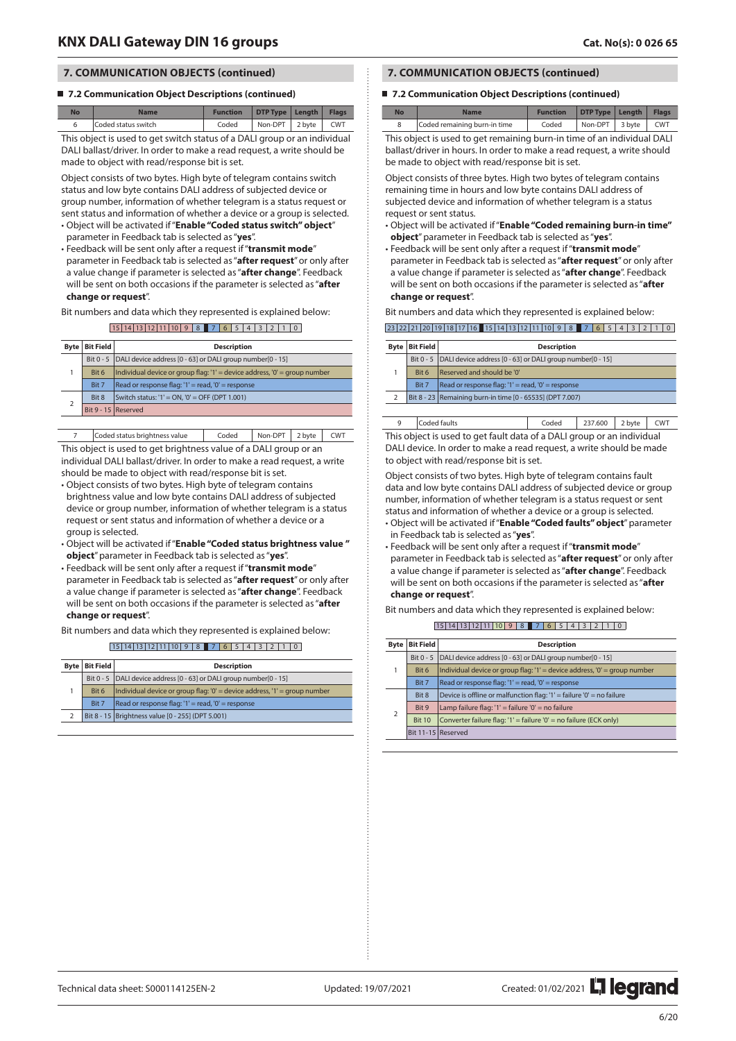## 7. COMMUNICATION OBJECTS (continued)

### 7.2 Communication Object Descriptions (continued)

| No | Name | Function | DTP Type | Length | Flags |
|---|---|---|---|---|---|
| 6 | Coded status switch | Coded | Non-DPT | 2 byte | CWT |

This object is used to get switch status of a DALI group or an individual DALI ballast/driver. In order to make a read request, a write should be made to object with read/response bit is set.

Object consists of two bytes. High byte of telegram contains switch status and low byte contains DALI address of subjected device or group number, information of whether telegram is a status request or sent status and information of whether a device or a group is selected.

- Object will be activated if "**Enable "Coded status switch" object**" parameter in Feedback tab is selected as "**yes**".
- Feedback will be sent only after a request if "**transmit mode**" parameter in Feedback tab is selected as "**after request**" or only after a value change if parameter is selected as "**after change**". Feedback will be sent on both occasions if the parameter is selected as "**after change or request**".

Bit numbers and data which they represented is explained below:

15 | 14 | 13 | 12 | 11 | 10 | 9 | 8 | 7 | 6 | 5 | 4 | 3 | 2 | 1 | 0

| Byte | Bit Field | Description |
|---|---|---|
| 1 | Bit 0 - 5 | DALI device address [0 - 63] or DALI group number[0 - 15] |
| | Bit 6 | Individual device or group flag: '1' = device address, '0' = group number |
| | Bit 7 | Read or response flag: '1' = read, '0' = response |
| 2 | Bit 8 | Switch status: '1' = ON, '0' = OFF (DPT 1.001) |
| | Bit 9 - 15 | Reserved |

| No | Name | Function | DTP Type | Length | Flags |
|---|---|---|---|---|---|
| 7 | Coded status brightness value | Coded | Non-DPT | 2 byte | CWT |

This object is used to get brightness value of a DALI group or an individual DALI ballast/driver. In order to make a read request, a write should be made to object with read/response bit is set.

- Object consists of two bytes. High byte of telegram contains brightness value and low byte contains DALI address of subjected device or group number, information of whether telegram is a status request or sent status and information of whether a device or a group is selected.
- Object will be activated if "**Enable "Coded status brightness value " object**" parameter in Feedback tab is selected as "**yes**".
- Feedback will be sent only after a request if "**transmit mode**" parameter in Feedback tab is selected as "**after request**" or only after a value change if parameter is selected as "**after change**". Feedback will be sent on both occasions if the parameter is selected as "**after change or request**".

Bit numbers and data which they represented is explained below:

15 | 14 | 13 | 12 | 11 | 10 | 9 | 8 | 7 | 6 | 5 | 4 | 3 | 2 | 1 | 0

| Byte | Bit Field | Description |
|---|---|---|
| 1 | Bit 0 - 5 | DALI device address [0 - 63] or DALI group number[0 - 15] |
| | Bit 6 | Individual device or group flag: '0' = device address, '1' = group number |
| | Bit 7 | Read or response flag: '1' = read, '0' = response |
| 2 | Bit 8 - 15 | Brightness value [0 - 255] (DPT 5.001) |

| No | Name | Function | DTP Type | Length | Flags |
|---|---|---|---|---|---|
| 8 | Coded remaining burn-in time | Coded | Non-DPT | 3 byte | CWT |

This object is used to get remaining burn-in time of an individual DALI ballast/driver in hours. In order to make a read request, a write should be made to object with read/response bit is set.

Object consists of three bytes. High two bytes of telegram contains remaining time in hours and low byte contains DALI address of subjected device and information of whether telegram is a status request or sent status.

- Object will be activated if "**Enable "Coded remaining burn-in time" object**" parameter in Feedback tab is selected as "**yes**".
- Feedback will be sent only after a request if "**transmit mode**" parameter in Feedback tab is selected as "**after request**" or only after a value change if parameter is selected as "**after change**". Feedback will be sent on both occasions if the parameter is selected as "**after change or request**".

Bit numbers and data which they represented is explained below:

23 | 22 | 21 | 20 | 19 | 18 | 17 | 16 | 15 | 14 | 13 | 12 | 11 | 10 | 9 | 8 | 7 | 6 | 5 | 4 | 3 | 2 | 1 | 0

| Byte | Bit Field | Description |
|---|---|---|
| 1 | Bit 0 - 5 | DALI device address [0 - 63] or DALI group number[0 - 15] |
| | Bit 6 | Reserved and should be '0' |
| | Bit 7 | Read or response flag: '1' = read, '0' = response |
| 2 | Bit 8 - 23 | Remaining burn-in time [0 - 65535] (DPT 7.007) |

| No | Name | Function | DTP Type | Length | Flags |
|---|---|---|---|---|---|
| 9 | Coded faults | Coded | 237.600 | 2 byte | CWT |

This object is used to get fault data of a DALI group or an individual DALI device. In order to make a read request, a write should be made to object with read/response bit is set.

Object consists of two bytes. High byte of telegram contains fault data and low byte contains DALI address of subjected device or group number, information of whether telegram is a status request or sent status and information of whether a device or a group is selected.

- Object will be activated if "**Enable "Coded faults" object**" parameter in Feedback tab is selected as "**yes**".
- Feedback will be sent only after a request if "**transmit mode**" parameter in Feedback tab is selected as "**after request**" or only after a value change if parameter is selected as "**after change**". Feedback will be sent on both occasions if the parameter is selected as "**after change or request**".

Bit numbers and data which they represented is explained below:

15 | 14 | 13 | 12 | 11 | 10 | 9 | 8 | 7 | 6 | 5 | 4 | 3 | 2 | 1 | 0

| Byte | Bit Field | Description |
|---|---|---|
| 1 | Bit 0 - 5 | DALI device address [0 - 63] or DALI group number[0 - 15] |
| | Bit 6 | Individual device or group flag: '1' = device address, '0' = group number |
| | Bit 7 | Read or response flag: '1' = read, '0' = response |
| 2 | Bit 8 | Device is offline or malfunction flag: '1' = failure '0' = no failure |
| | Bit 9 | Lamp failure flag: '1' = failure '0' = no failure |
| | Bit 10 | Converter failure flag: '1' = failure '0' = no failure (ECK only) |
| | Bit 11-15 | Reserved |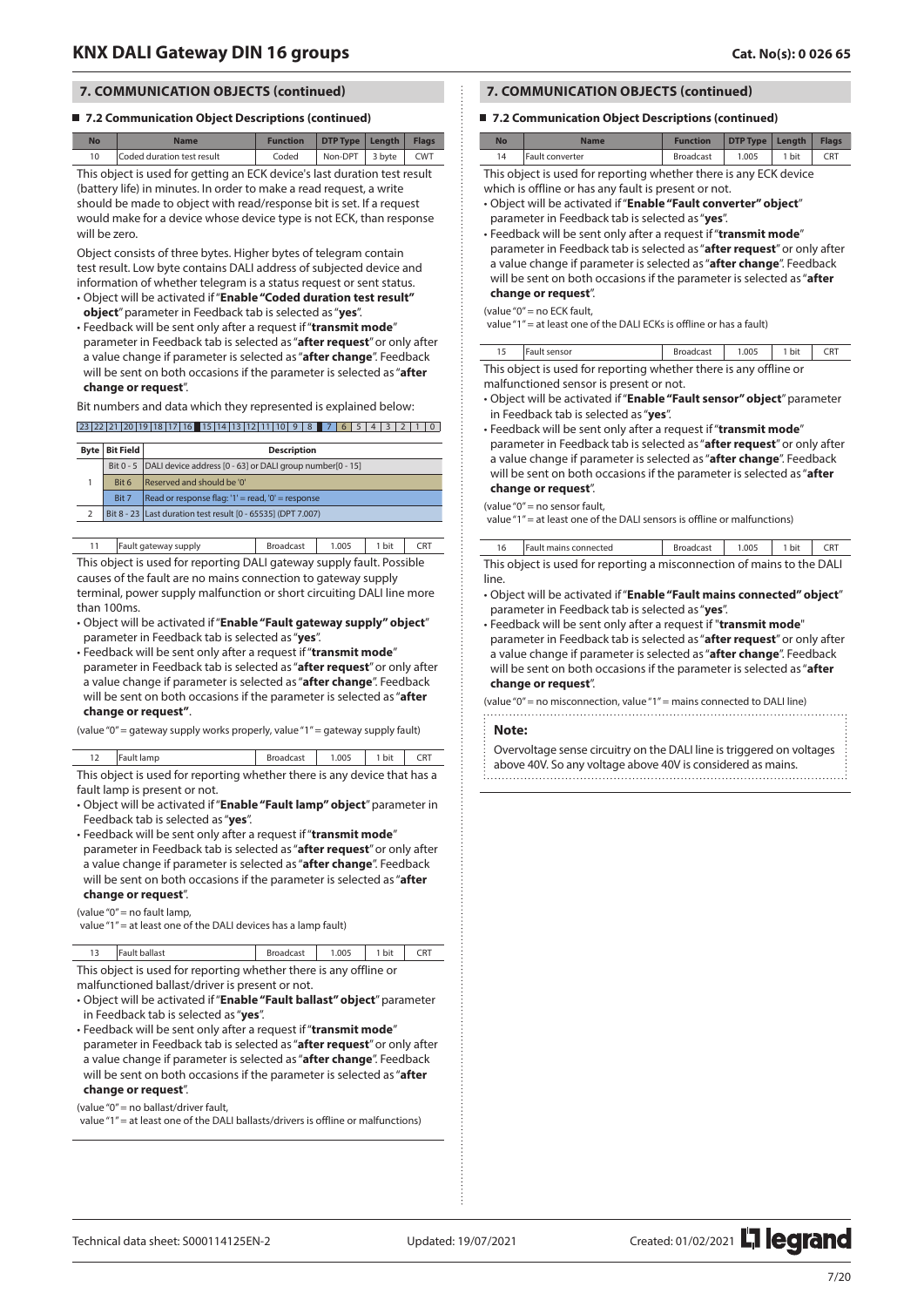## 7. COMMUNICATION OBJECTS (continued)

### 7.2 Communication Object Descriptions (continued)

| No | Name | Function | DTP Type | Length | Flags |
|---|---|---|---|---|---|
| 10 | Coded duration test result | Coded | Non-DPT | 3 byte | CWT |

This object is used for getting an ECK device's last duration test result (battery life) in minutes. In order to make a read request, a write should be made to object with read/response bit is set. If a request would make for a device whose device type is not ECK, than response will be zero.

Object consists of three bytes. Higher bytes of telegram contain test result. Low byte contains DALI address of subjected device and information of whether telegram is a status request or sent status.

- Object will be activated if "**Enable "Coded duration test result" object**" parameter in Feedback tab is selected as "**yes**".
- Feedback will be sent only after a request if "**transmit mode**" parameter in Feedback tab is selected as "**after request**" or only after a value change if parameter is selected as "**after change**". Feedback will be sent on both occasions if the parameter is selected as "**after change or request**".

Bit numbers and data which they represented is explained below:

23 | 22 | 21 | 20 | 19 | 18 | 17 | 16 | 15 | 14 | 13 | 12 | 11 | 10 | 9 | 8 | 7 | 6 | 5 | 4 | 3 | 2 | 1 | 0

| Byte | Bit Field | Description |
|---|---|---|
| 1 | Bit 0 - 5 | DALI device address [0 - 63] or DALI group number[0 - 15] |
| | Bit 6 | Reserved and should be '0' |
| | Bit 7 | Read or response flag: '1' = read, '0' = response |
| 2 | Bit 8 - 23 | Last duration test result [0 - 65535] (DPT 7.007) |

| No | Name | Function | DTP Type | Length | Flags |
|---|---|---|---|---|---|
| 11 | Fault gateway supply | Broadcast | 1.005 | 1 bit | CRT |

This object is used for reporting DALI gateway supply fault. Possible causes of the fault are no mains connection to gateway supply terminal, power supply malfunction or short circuiting DALI line more than 100ms.

- Object will be activated if "**Enable "Fault gateway supply" object**" parameter in Feedback tab is selected as "**yes**".
- Feedback will be sent only after a request if "**transmit mode**" parameter in Feedback tab is selected as "**after request**" or only after a value change if parameter is selected as "**after change**". Feedback will be sent on both occasions if the parameter is selected as "**after change or request"**.

(value "0" = gateway supply works properly, value "1" = gateway supply fault)

| No | Name | Function | DTP Type | Length | Flags |
|---|---|---|---|---|---|
| 12 | Fault lamp | Broadcast | 1.005 | 1 bit | CRT |

This object is used for reporting whether there is any device that has a fault lamp is present or not.

- Object will be activated if "**Enable "Fault lamp" object**" parameter in Feedback tab is selected as "**yes**".
- Feedback will be sent only after a request if "**transmit mode**" parameter in Feedback tab is selected as "**after request**" or only after a value change if parameter is selected as "**after change**". Feedback will be sent on both occasions if the parameter is selected as "**after change or request**".

(value "0" = no fault lamp,
value "1" = at least one of the DALI devices has a lamp fault)

| No | Name | Function | DTP Type | Length | Flags |
|---|---|---|---|---|---|
| 13 | Fault ballast | Broadcast | 1.005 | 1 bit | CRT |

This object is used for reporting whether there is any offline or malfunctioned ballast/driver is present or not.

- Object will be activated if "**Enable "Fault ballast" object**" parameter in Feedback tab is selected as "**yes**".
- Feedback will be sent only after a request if "**transmit mode**" parameter in Feedback tab is selected as "**after request**" or only after a value change if parameter is selected as "**after change**". Feedback will be sent on both occasions if the parameter is selected as "**after change or request**".

(value "0" = no ballast/driver fault,
value "1" = at least one of the DALI ballasts/drivers is offline or malfunctions)

| No | Name | Function | DTP Type | Length | Flags |
|---|---|---|---|---|---|
| 14 | Fault converter | Broadcast | 1.005 | 1 bit | CRT |

This object is used for reporting whether there is any ECK device which is offline or has any fault is present or not.

- Object will be activated if "**Enable "Fault converter" object**" parameter in Feedback tab is selected as "**yes**".
- Feedback will be sent only after a request if "**transmit mode**" parameter in Feedback tab is selected as "**after request**" or only after a value change if parameter is selected as "**after change**". Feedback will be sent on both occasions if the parameter is selected as "**after change or request**".

(value "0" = no ECK fault,
value "1" = at least one of the DALI ECKs is offline or has a fault)

| No | Name | Function | DTP Type | Length | Flags |
|---|---|---|---|---|---|
| 15 | Fault sensor | Broadcast | 1.005 | 1 bit | CRT |

This object is used for reporting whether there is any offline or malfunctioned sensor is present or not.

- Object will be activated if "**Enable "Fault sensor" object**" parameter in Feedback tab is selected as "**yes**".
- Feedback will be sent only after a request if "**transmit mode**" parameter in Feedback tab is selected as "**after request**" or only after a value change if parameter is selected as "**after change**". Feedback will be sent on both occasions if the parameter is selected as "**after change or request**".

(value "0" = no sensor fault,
value "1" = at least one of the DALI sensors is offline or malfunctions)

| No | Name | Function | DTP Type | Length | Flags |
|---|---|---|---|---|---|
| 16 | Fault mains connected | Broadcast | 1.005 | 1 bit | CRT |

This object is used for reporting a misconnection of mains to the DALI line.

- Object will be activated if "**Enable "Fault mains connected" object**" parameter in Feedback tab is selected as "**yes**".
- Feedback will be sent only after a request if "**transmit mode**" parameter in Feedback tab is selected as "**after request**" or only after a value change if parameter is selected as "**after change**". Feedback will be sent on both occasions if the parameter is selected as "**after change or request**".

(value "0" = no misconnection, value "1" = mains connected to DALI line)

**Note:**

Overvoltage sense circuitry on the DALI line is triggered on voltages above 40V. So any voltage above 40V is considered as mains.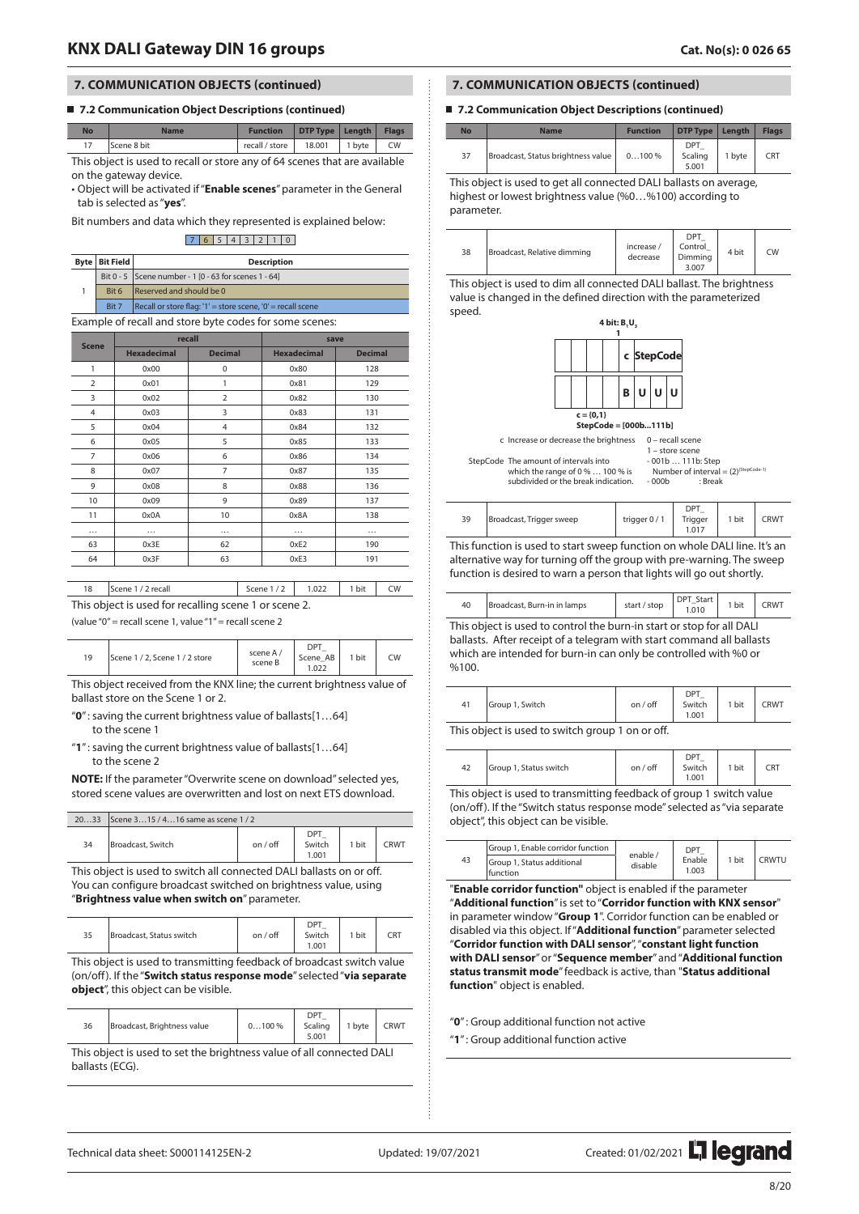## 7. COMMUNICATION OBJECTS (continued)

### 7.2 Communication Object Descriptions (continued)

| No | Name | Function | DTP Type | Length | Flags |
|---|---|---|---|---|---|
| 17 | Scene 8 bit | recall / store | 18.001 | 1 byte | CW |

This object is used to recall or store any of 64 scenes that are available on the gateway device.

• Object will be activated if "**Enable scenes**" parameter in the General tab is selected as "**yes**".

Bit numbers and data which they represented is explained below:

| 7 | 6 | 5 | 4 | 3 | 2 | 1 | 0 |
|---|---|---|---|---|---|---|---|

| Byte | Bit Field | Description |
|---|---|---|
| 1 | Bit 0 - 5 | Scene number - 1 [0 - 63 for scenes 1 - 64] |
| | Bit 6 | Reserved and should be 0 |
| | Bit 7 | Recall or store flag: '1' = store scene, '0' = recall scene |

Example of recall and store byte codes for some scenes:

| Scene | recall | | save | |
|---|---|---|---|---|
| | Hexadecimal | Decimal | Hexadecimal | Decimal |
| 1 | 0x00 | 0 | 0x80 | 128 |
| 2 | 0x01 | 1 | 0x81 | 129 |
| 3 | 0x02 | 2 | 0x82 | 130 |
| 4 | 0x03 | 3 | 0x83 | 131 |
| 5 | 0x04 | 4 | 0x84 | 132 |
| 6 | 0x05 | 5 | 0x85 | 133 |
| 7 | 0x06 | 6 | 0x86 | 134 |
| 8 | 0x07 | 7 | 0x87 | 135 |
| 9 | 0x08 | 8 | 0x88 | 136 |
| 10 | 0x09 | 9 | 0x89 | 137 |
| 11 | 0x0A | 10 | 0x8A | 138 |
| ... | ... | ... | ... | ... |
| 63 | 0x3E | 62 | 0xE2 | 190 |
| 64 | 0x3F | 63 | 0xE3 | 191 |

| No | Name | Function | DTP Type | Length | Flags |
|---|---|---|---|---|---|
| 18 | Scene 1 / 2 recall | Scene 1 / 2 | 1.022 | 1 bit | CW |

This object is used for recalling scene 1 or scene 2.

(value "0" = recall scene 1, value "1" = recall scene 2

| No | Name | Function | DTP Type | Length | Flags |
|---|---|---|---|---|---|
| 19 | Scene 1 / 2, Scene 1 / 2 store | scene A / scene B | DPT_Scene_AB 1.022 | 1 bit | CW |

This object received from the KNX line; the current brightness value of ballast store on the Scene 1 or 2.

"**0**" : saving the current brightness value of ballasts[1…64] to the scene 1

"**1**" : saving the current brightness value of ballasts[1…64] to the scene 2

**NOTE:** If the parameter "Overwrite scene on download" selected yes, stored scene values are overwritten and lost on next ETS download.

| No | Name | Function | DTP Type | Length | Flags |
|---|---|---|---|---|---|
| 20…33 | Scene 3…15 / 4…16 same as scene 1 / 2 | | | | |
| 34 | Broadcast, Switch | on / off | DPT_Switch 1.001 | 1 bit | CRWT |

This object is used to switch all connected DALI ballasts on or off. You can configure broadcast switched on brightness value, using "**Brightness value when switch on**" parameter.

| No | Name | Function | DTP Type | Length | Flags |
|---|---|---|---|---|---|
| 35 | Broadcast, Status switch | on / off | DPT_Switch 1.001 | 1 bit | CRT |

This object is used to transmitting feedback of broadcast switch value (on/off). If the "**Switch status response mode**" selected "**via separate object**", this object can be visible.

| No | Name | Function | DTP Type | Length | Flags |
|---|---|---|---|---|---|
| 36 | Broadcast, Brightness value | 0…100 % | DPT_Scaling 5.001 | 1 byte | CRWT |

This object is used to set the brightness value of all connected DALI ballasts (ECG).

| No | Name | Function | DTP Type | Length | Flags |
|---|---|---|---|---|---|
| 37 | Broadcast, Status brightness value | 0…100 % | DPT_Scaling 5.001 | 1 byte | CRT |

This object is used to get all connected DALI ballasts on average, highest or lowest brightness value (%0…%100) according to parameter.

| No | Name | Function | DTP Type | Length | Flags |
|---|---|---|---|---|---|
| 38 | Broadcast, Relative dimming | increase / decrease | DPT_Control_Dimming 3.007 | 4 bit | CW |

This object is used to dim all connected DALI ballast. The brightness value is changed in the defined direction with the parameterized speed.

4 bit: $B_1U_3$

| | | | | c | StepCode |
|---|---|---|---|---|---|
| | | | | B | U U U |

c = {0,1}

StepCode = [000b...111b]

c Increase or decrease the brightness: 0 – recall scene, 1 – store scene

StepCode The amount of intervals into which the range of 0 % … 100 % is subdivided or the break indication: - 001b … 111b: Step, Number of interval = $(2)^{(StepCode-1)}$; - 000b : Break

| No | Name | Function | DTP Type | Length | Flags |
|---|---|---|---|---|---|
| 39 | Broadcast, Trigger sweep | trigger 0 / 1 | DPT_Trigger 1.017 | 1 bit | CRWT |

This function is used to start sweep function on whole DALI line. It's an alternative way for turning off the group with pre-warning. The sweep function is desired to warn a person that lights will go out shortly.

| No | Name | Function | DTP Type | Length | Flags |
|---|---|---|---|---|---|
| 40 | Broadcast, Burn-in in lamps | start / stop | DPT_Start 1.010 | 1 bit | CRWT |

This object is used to control the burn-in start or stop for all DALI ballasts. After receipt of a telegram with start command all ballasts which are intended for burn-in can only be controlled with %0 or %100.

| No | Name | Function | DTP Type | Length | Flags |
|---|---|---|---|---|---|
| 41 | Group 1, Switch | on / off | DPT_Switch 1.001 | 1 bit | CRWT |

This object is used to switch group 1 on or off.

| No | Name | Function | DTP Type | Length | Flags |
|---|---|---|---|---|---|
| 42 | Group 1, Status switch | on / off | DPT_Switch 1.001 | 1 bit | CRT |

This object is used to transmitting feedback of group 1 switch value (on/off). If the "Switch status response mode" selected as "via separate object", this object can be visible.

| No | Name | Function | DTP Type | Length | Flags |
|---|---|---|---|---|---|
| 43 | Group 1, Enable corridor function / Group 1, Status additional function | enable / disable | DPT_Enable 1.003 | 1 bit | CRWTU |

"**Enable corridor function"** object is enabled if the parameter "**Additional function**" is set to "**Corridor function with KNX sensor**" in parameter window "**Group 1**". Corridor function can be enabled or disabled via this object. If "**Additional function**" parameter selected "**Corridor function with DALI sensor**", "**constant light function with DALI sensor**" or "**Sequence member**" and "**Additional function status transmit mode**" feedback is active, than "**Status additional function**" object is enabled.

"**0**" : Group additional function not active

"**1**" : Group additional function active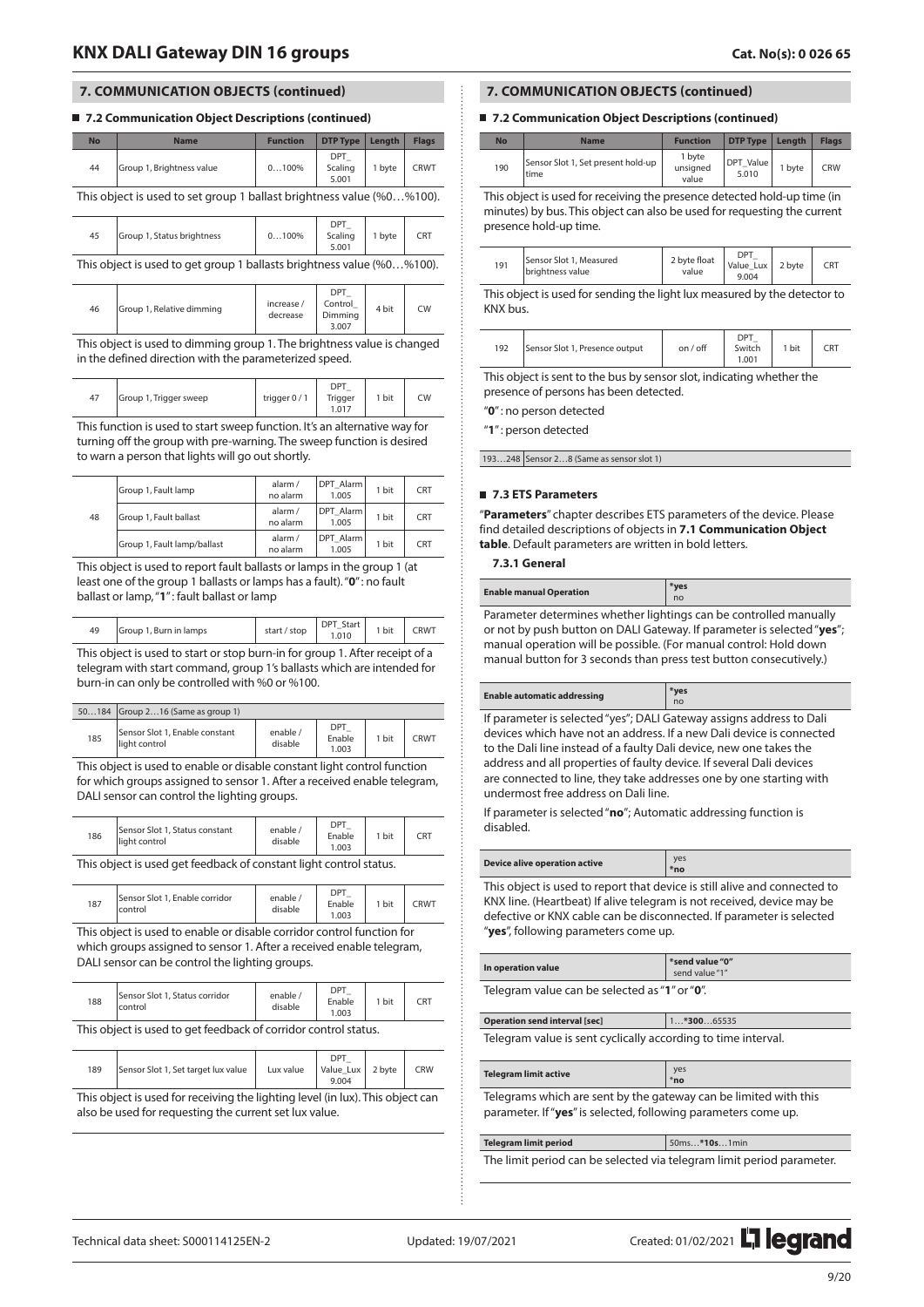## 7. COMMUNICATION OBJECTS (continued)

### 7.2 Communication Object Descriptions (continued)

| No | Name | Function | DTP Type | Length | Flags |
|---|---|---|---|---|---|
| 44 | Group 1, Brightness value | 0…100% | DPT_ Scaling 5.001 | 1 byte | CRWT |

This object is used to set group 1 ballast brightness value (%0…%100).

| No | Name | Function | DTP Type | Length | Flags |
|---|---|---|---|---|---|
| 45 | Group 1, Status brightness | 0…100% | DPT_ Scaling 5.001 | 1 byte | CRT |

This object is used to get group 1 ballasts brightness value (%0…%100).

| No | Name | Function | DTP Type | Length | Flags |
|---|---|---|---|---|---|
| 46 | Group 1, Relative dimming | increase / decrease | DPT_ Control_ Dimming 3.007 | 4 bit | CW |

This object is used to dimming group 1. The brightness value is changed in the defined direction with the parameterized speed.

| No | Name | Function | DTP Type | Length | Flags |
|---|---|---|---|---|---|
| 47 | Group 1, Trigger sweep | trigger 0 / 1 | DPT_ Trigger 1.017 | 1 bit | CW |

This function is used to start sweep function. It's an alternative way for turning off the group with pre-warning. The sweep function is desired to warn a person that lights will go out shortly.

| No | Name | Function | DTP Type | Length | Flags |
|---|---|---|---|---|---|
| 48 | Group 1, Fault lamp | alarm / no alarm | DPT_Alarm 1.005 | 1 bit | CRT |
| | Group 1, Fault ballast | alarm / no alarm | DPT_Alarm 1.005 | 1 bit | CRT |
| | Group 1, Fault lamp/ballast | alarm / no alarm | DPT_Alarm 1.005 | 1 bit | CRT |

This object is used to report fault ballasts or lamps in the group 1 (at least one of the group 1 ballasts or lamps has a fault). "**0**" : no fault ballast or lamp, "**1**" : fault ballast or lamp

| No | Name | Function | DTP Type | Length | Flags |
|---|---|---|---|---|---|
| 49 | Group 1, Burn in lamps | start / stop | DPT_Start 1.010 | 1 bit | CRWT |

This object is used to start or stop burn-in for group 1. After receipt of a telegram with start command, group 1's ballasts which are intended for burn-in can only be controlled with %0 or %100.

| No | Name | Function | DTP Type | Length | Flags |
|---|---|---|---|---|---|
| 50…184 | Group 2…16 (Same as group 1) | | | | |
| 185 | Sensor Slot 1, Enable constant light control | enable / disable | DPT_ Enable 1.003 | 1 bit | CRWT |

This object is used to enable or disable constant light control function for which groups assigned to sensor 1. After a received enable telegram, DALI sensor can control the lighting groups.

| No | Name | Function | DTP Type | Length | Flags |
|---|---|---|---|---|---|
| 186 | Sensor Slot 1, Status constant light control | enable / disable | DPT_ Enable 1.003 | 1 bit | CRT |

This object is used get feedback of constant light control status.

| No | Name | Function | DTP Type | Length | Flags |
|---|---|---|---|---|---|
| 187 | Sensor Slot 1, Enable corridor control | enable / disable | DPT_ Enable 1.003 | 1 bit | CRWT |

This object is used to enable or disable corridor control function for which groups assigned to sensor 1. After a received enable telegram, DALI sensor can be control the lighting groups.

| No | Name | Function | DTP Type | Length | Flags |
|---|---|---|---|---|---|
| 188 | Sensor Slot 1, Status corridor control | enable / disable | DPT_ Enable 1.003 | 1 bit | CRT |

This object is used to get feedback of corridor control status.

| No | Name | Function | DTP Type | Length | Flags |
|---|---|---|---|---|---|
| 189 | Sensor Slot 1, Set target lux value | Lux value | DPT_ Value_Lux 9.004 | 2 byte | CRW |

This object is used for receiving the lighting level (in lux). This object can also be used for requesting the current set lux value.

| No | Name | Function | DTP Type | Length | Flags |
|---|---|---|---|---|---|
| 190 | Sensor Slot 1, Set present hold-up time | 1 byte unsigned value | DPT_Value 5.010 | 1 byte | CRW |

This object is used for receiving the presence detected hold-up time (in minutes) by bus. This object can also be used for requesting the current presence hold-up time.

| No | Name | Function | DTP Type | Length | Flags |
|---|---|---|---|---|---|
| 191 | Sensor Slot 1, Measured brightness value | 2 byte float value | DPT_ Value_Lux 9.004 | 2 byte | CRT |

This object is used for sending the light lux measured by the detector to KNX bus.

| No | Name | Function | DTP Type | Length | Flags |
|---|---|---|---|---|---|
| 192 | Sensor Slot 1, Presence output | on / off | DPT_ Switch 1.001 | 1 bit | CRT |

This object is sent to the bus by sensor slot, indicating whether the presence of persons has been detected.

"**0**" : no person detected

"**1**" : person detected

| No | Name | Function | DTP Type | Length | Flags |
|---|---|---|---|---|---|
| 193…248 | Sensor 2…8 (Same as sensor slot 1) | | | | |

### 7.3 ETS Parameters

"**Parameters**" chapter describes ETS parameters of the device. Please find detailed descriptions of objects in **7.1 Communication Object table**. Default parameters are written in bold letters.

#### 7.3.1 General

| Enable manual Operation | ***yes**<br>no |
|---|---|

Parameter determines whether lightings can be controlled manually or not by push button on DALI Gateway. If parameter is selected "**yes**"; manual operation will be possible. (For manual control: Hold down manual button for 3 seconds than press test button consecutively.)

| Enable automatic addressing | ***yes**<br>no |
|---|---|

If parameter is selected "yes"; DALI Gateway assigns address to Dali devices which have not an address. If a new Dali device is connected to the Dali line instead of a faulty Dali device, new one takes the address and all properties of faulty device. If several Dali devices are connected to line, they take addresses one by one starting with undermost free address on Dali line.

If parameter is selected "**no**"; Automatic addressing function is disabled.

| Device alive operation active | yes<br>***no** |
|---|---|

This object is used to report that device is still alive and connected to KNX line. (Heartbeat) If alive telegram is not received, device may be defective or KNX cable can be disconnected. If parameter is selected "**yes**", following parameters come up.

| In operation value | ***send value "0"**<br>send value "1" |
|---|---|

Telegram value can be selected as "**1**" or "**0**".

| Operation send interval [sec] | 1…***300**…65535 |
|---|---|

Telegram value is sent cyclically according to time interval.

| Telegram limit active | yes<br>***no** |
|---|---|

Telegrams which are sent by the gateway can be limited with this parameter. If "**yes**" is selected, following parameters come up.

| Telegram limit period | 50ms…***10s**…1min |
|---|---|

The limit period can be selected via telegram limit period parameter.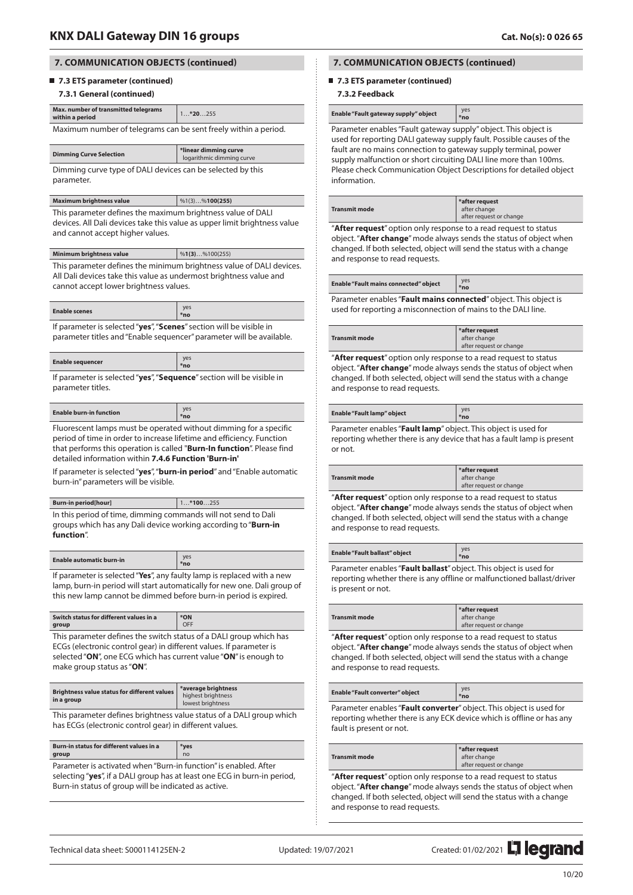## 7. COMMUNICATION OBJECTS (continued)

### 7.3 ETS parameter (continued)

#### 7.3.1 General (continued)

| Max. number of transmitted telegrams within a period | 1…*20…255 |
|---|---|

Maximum number of telegrams can be sent freely within a period.

| Dimming Curve Selection | *linear dimming curve<br>logarithmic dimming curve |
|---|---|

Dimming curve type of DALI devices can be selected by this parameter.

| Maximum brightness value | %1(3)…%**100(255)** |
|---|---|

This parameter defines the maximum brightness value of DALI devices. All Dali devices take this value as upper limit brightness value and cannot accept higher values.

| Minimum brightness value | %**1(3)**…%100(255) |
|---|---|

This parameter defines the minimum brightness value of DALI devices. All Dali devices take this value as undermost brightness value and cannot accept lower brightness values.

| Enable scenes | yes<br>*no |
|---|---|

If parameter is selected "**yes**", "**Scenes**" section will be visible in parameter titles and "Enable sequencer" parameter will be available.

| Enable sequencer | yes<br>*no |
|---|---|

If parameter is selected "**yes**", "**Sequence**" section will be visible in parameter titles.

| Enable burn-in function | yes<br>*no |
|---|---|

Fluorescent lamps must be operated without dimming for a specific period of time in order to increase lifetime and efficiency. Function that performs this operation is called "**Burn-In function**". Please find detailed information within **7.4.6 Function 'Burn-in'**

If parameter is selected "**yes**", "**burn-in period**" and "Enable automatic burn-in" parameters will be visible.

| Burn-in period[hour] | 1…***100**…255 |
|---|---|

In this period of time, dimming commands will not send to Dali groups which has any Dali device working according to "**Burn-in function**".

| Enable automatic burn-in | yes<br>*no |
|---|---|

If parameter is selected "**Yes**", any faulty lamp is replaced with a new lamp, burn-in period will start automatically for new one. Dali group of this new lamp cannot be dimmed before burn-in period is expired.

| Switch status for different values in a group | *ON<br>OFF |
|---|---|

This parameter defines the switch status of a DALI group which has ECGs (electronic control gear) in different values. If parameter is selected "**ON**", one ECG which has current value "**ON**" is enough to make group status as "**ON**".

| Brightness value status for different values in a group | *average brightness<br>highest brightness<br>lowest brightness |
|---|---|

This parameter defines brightness value status of a DALI group which has ECGs (electronic control gear) in different values.

| Burn-in status for different values in a group | *yes<br>no |
|---|---|

Parameter is activated when "Burn-in function" is enabled. After selecting "**yes**", if a DALI group has at least one ECG in burn-in period, Burn-in status of group will be indicated as active.

## 7. COMMUNICATION OBJECTS (continued)

### 7.3 ETS parameter (continued)

#### 7.3.2 Feedback

| Enable "Fault gateway supply" object | yes<br>*no |
|---|---|

Parameter enables "Fault gateway supply" object. This object is used for reporting DALI gateway supply fault. Possible causes of the fault are no mains connection to gateway supply terminal, power supply malfunction or short circuiting DALI line more than 100ms. Please check Communication Object Descriptions for detailed object information.

| Transmit mode | *after request<br>after change<br>after request or change |
|---|---|

"**After request**" option only response to a read request to status object. "**After change**" mode always sends the status of object when changed. If both selected, object will send the status with a change and response to read requests.

| Enable "Fault mains connected" object | yes<br>*no |
|---|---|

Parameter enables "**Fault mains connected**" object. This object is used for reporting a misconnection of mains to the DALI line.

| Transmit mode | *after request<br>after change<br>after request or change |
|---|---|

"**After request**" option only response to a read request to status object. "**After change**" mode always sends the status of object when changed. If both selected, object will send the status with a change and response to read requests.

| Enable "Fault lamp" object | yes<br>*no |
|---|---|

Parameter enables "**Fault lamp**" object. This object is used for reporting whether there is any device that has a fault lamp is present or not.

| Transmit mode | *after request<br>after change<br>after request or change |
|---|---|

"**After request**" option only response to a read request to status object. "**After change**" mode always sends the status of object when changed. If both selected, object will send the status with a change and response to read requests.

| Enable "Fault ballast" object | yes<br>*no |
|---|---|

Parameter enables "**Fault ballast**" object. This object is used for reporting whether there is any offline or malfunctioned ballast/driver is present or not.

| Transmit mode | *after request<br>after change<br>after request or change |
|---|---|

"**After request**" option only response to a read request to status object. "**After change**" mode always sends the status of object when changed. If both selected, object will send the status with a change and response to read requests.

| Enable "Fault converter" object | yes<br>*no |
|---|---|

Parameter enables "**Fault converter**" object. This object is used for reporting whether there is any ECK device which is offline or has any fault is present or not.

| Transmit mode | *after request<br>after change<br>after request or change |
|---|---|

"**After request**" option only response to a read request to status object. "**After change**" mode always sends the status of object when changed. If both selected, object will send the status with a change and response to read requests.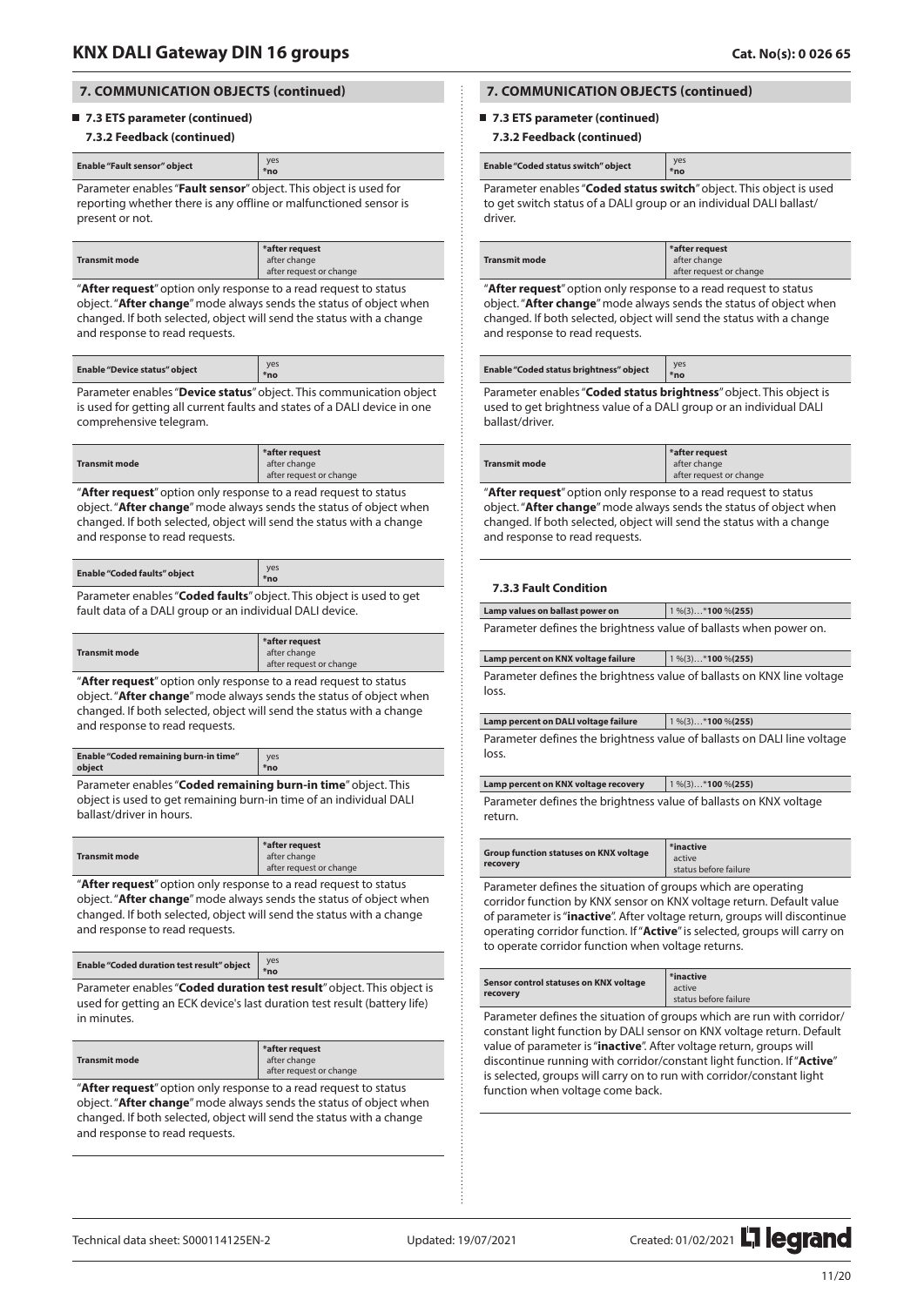## 7. COMMUNICATION OBJECTS (continued)

### 7.3 ETS parameter (continued)

#### 7.3.2 Feedback (continued)

| Enable "Fault sensor" object | yes<br>*no |
|---|---|

Parameter enables "**Fault sensor**" object. This object is used for reporting whether there is any offline or malfunctioned sensor is present or not.

| Transmit mode | *after request<br>after change<br>after request or change |
|---|---|

"**After request**" option only response to a read request to status object. "**After change**" mode always sends the status of object when changed. If both selected, object will send the status with a change and response to read requests.

| Enable "Device status" object | yes<br>*no |
|---|---|

Parameter enables "**Device status**" object. This communication object is used for getting all current faults and states of a DALI device in one comprehensive telegram.

| Transmit mode | *after request<br>after change<br>after request or change |
|---|---|

"**After request**" option only response to a read request to status object. "**After change**" mode always sends the status of object when changed. If both selected, object will send the status with a change and response to read requests.

| Enable "Coded faults" object | yes<br>*no |
|---|---|

Parameter enables "**Coded faults**" object. This object is used to get fault data of a DALI group or an individual DALI device.

| Transmit mode | *after request<br>after change<br>after request or change |
|---|---|

"**After request**" option only response to a read request to status object. "**After change**" mode always sends the status of object when changed. If both selected, object will send the status with a change and response to read requests.

| Enable "Coded remaining burn-in time" object | yes<br>*no |
|---|---|

Parameter enables "**Coded remaining burn-in time**" object. This object is used to get remaining burn-in time of an individual DALI ballast/driver in hours.

| Transmit mode | *after request<br>after change<br>after request or change |
|---|---|

"**After request**" option only response to a read request to status object. "**After change**" mode always sends the status of object when changed. If both selected, object will send the status with a change and response to read requests.

| Enable "Coded duration test result" object | yes<br>*no |
|---|---|

Parameter enables "**Coded duration test result**" object. This object is used for getting an ECK device's last duration test result (battery life) in minutes.

| Transmit mode | *after request<br>after change<br>after request or change |
|---|---|

"**After request**" option only response to a read request to status object. "**After change**" mode always sends the status of object when changed. If both selected, object will send the status with a change and response to read requests.

| Enable "Coded status switch" object | yes<br>*no |
|---|---|

Parameter enables "**Coded status switch**" object. This object is used to get switch status of a DALI group or an individual DALI ballast/driver.

| Transmit mode | *after request<br>after change<br>after request or change |
|---|---|

"**After request**" option only response to a read request to status object. "**After change**" mode always sends the status of object when changed. If both selected, object will send the status with a change and response to read requests.

| Enable "Coded status brightness" object | yes<br>*no |
|---|---|

Parameter enables "**Coded status brightness**" object. This object is used to get brightness value of a DALI group or an individual DALI ballast/driver.

| Transmit mode | *after request<br>after change<br>after request or change |
|---|---|

"**After request**" option only response to a read request to status object. "**After change**" mode always sends the status of object when changed. If both selected, object will send the status with a change and response to read requests.

#### 7.3.3 Fault Condition

| Lamp values on ballast power on | 1 %(3)…*100 %(255) |
|---|---|

Parameter defines the brightness value of ballasts when power on.

| Lamp percent on KNX voltage failure | 1 %(3)…*100 %(255) |
|---|---|

Parameter defines the brightness value of ballasts on KNX line voltage loss.

| Lamp percent on DALI voltage failure | 1 %(3)…*100 %(255) |
|---|---|

Parameter defines the brightness value of ballasts on DALI line voltage loss.

| Lamp percent on KNX voltage recovery | 1 %(3)…*100 %(255) |
|---|---|

Parameter defines the brightness value of ballasts on KNX voltage return.

| Group function statuses on KNX voltage recovery | *inactive<br>active<br>status before failure |
|---|---|

Parameter defines the situation of groups which are operating corridor function by KNX sensor on KNX voltage return. Default value of parameter is "**inactive**". After voltage return, groups will discontinue operating corridor function. If "**Active**" is selected, groups will carry on to operate corridor function when voltage returns.

| Sensor control statuses on KNX voltage recovery | *inactive<br>active<br>status before failure |
|---|---|

Parameter defines the situation of groups which are run with corridor/constant light function by DALI sensor on KNX voltage return. Default value of parameter is "**inactive**". After voltage return, groups will discontinue running with corridor/constant light function. If "**Active**" is selected, groups will carry on to run with corridor/constant light function when voltage come back.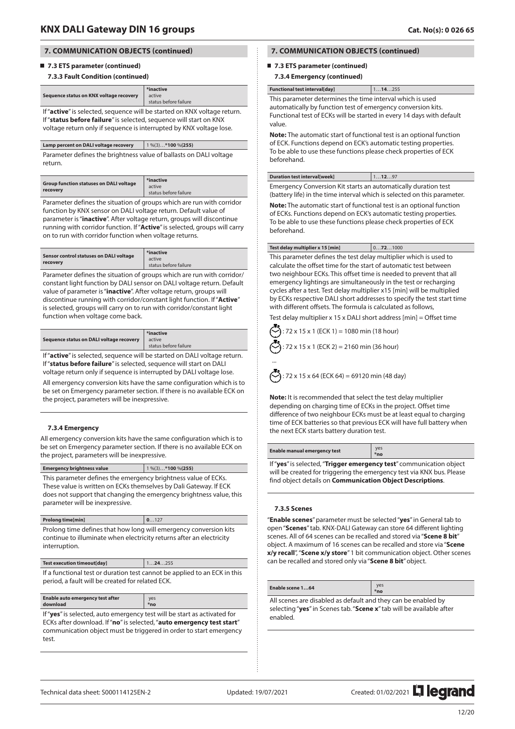## 7. COMMUNICATION OBJECTS (continued)

### 7.3 ETS parameter (continued)

#### 7.3.3 Fault Condition (continued)

| Sequence status on KNX voltage recovery | *inactive<br>active<br>status before failure |
|---|---|

If "**active**" is selected, sequence will be started on KNX voltage return. If "**status before failure**" is selected, sequence will start on KNX voltage return only if sequence is interrupted by KNX voltage lose.

| Lamp percent on DALI voltage recovery | 1 %(3)…***100** %**(255)** |
|---|---|

Parameter defines the brightness value of ballasts on DALI voltage return.

| Group function statuses on DALI voltage recovery | *inactive<br>active<br>status before failure |
|---|---|

Parameter defines the situation of groups which are run with corridor function by KNX sensor on DALI voltage return. Default value of parameter is "**inactive**". After voltage return, groups will discontinue running with corridor function. If "**Active**" is selected, groups will carry on to run with corridor function when voltage returns.

| Sensor control statuses on DALI voltage recovery | *inactive<br>active<br>status before failure |
|---|---|

Parameter defines the situation of groups which are run with corridor/constant light function by DALI sensor on DALI voltage return. Default value of parameter is "**inactive**". After voltage return, groups will discontinue running with corridor/constant light function. If "**Active**" is selected, groups will carry on to run with corridor/constant light function when voltage come back.

| Sequence status on DALI voltage recovery | *inactive<br>active<br>status before failure |
|---|---|

If "**active**" is selected, sequence will be started on DALI voltage return. If "**status before failure**" is selected, sequence will start on DALI voltage return only if sequence is interrupted by DALI voltage lose.

All emergency conversion kits have the same configuration which is to be set on Emergency parameter section. If there is no available ECK on the project, parameters will be inexpressive.

#### 7.3.4 Emergency

All emergency conversion kits have the same configuration which is to be set on Emergency parameter section. If there is no available ECK on the project, parameters will be inexpressive.

| Emergency brightness value | 1 %(3)…***100** %**(255)** |
|---|---|

This parameter defines the emergency brightness value of ECKs. These value is written on ECKs themselves by Dali Gateway. If ECK does not support that changing the emergency brightness value, this parameter will be inexpressive.

| Prolong time[min] | **0**…127 |
|---|---|

Prolong time defines that how long will emergency conversion kits continue to illuminate when electricity returns after an electricity interruption.

| Test execution timeout[day] | 1…**24**…255 |
|---|---|

If a functional test or duration test cannot be applied to an ECK in this period, a fault will be created for related ECK.

| Enable auto emergency test after download | yes<br>*no |
|---|---|

If "**yes**" is selected, auto emergency test will be start as activated for ECKs after download. If "**no**" is selected, "**auto emergency test start**" communication object must be triggered in order to start emergency test.

### 7.3 ETS parameter (continued)

#### 7.3.4 Emergency (continued)

| Functional test interval[day] | 1…**14**…255 |
|---|---|

This parameter determines the time interval which is used automatically by function test of emergency conversion kits. Functional test of ECKs will be started in every 14 days with default value.

**Note:** The automatic start of functional test is an optional function of ECK. Functions depend on ECK's automatic testing properties. To be able to use these functions please check properties of ECK beforehand.

| Duration test interval[week] | 1…**12**…97 |
|---|---|

Emergency Conversion Kit starts an automatically duration test (battery life) in the time interval which is selected on this parameter.

**Note:** The automatic start of functional test is an optional function of ECKs. Functions depend on ECK's automatic testing properties. To be able to use these functions please check properties of ECK beforehand.

| Test delay multiplier x 15 [min] | 0…**72**…1000 |
|---|---|

This parameter defines the test delay multiplier which is used to calculate the offset time for the start of automatic test between two neighbour ECKs. This offset time is needed to prevent that all emergency lightings are simultaneously in the test or recharging cycles after a test. Test delay multiplier x15 [min] will be multiplied by ECKs respective DALI short addresses to specify the test start time with different offsets. The formula is calculated as follows,

Test delay multiplier x 15 x DALI short address [min] = Offset time

: 72 x 15 x 1 (ECK 1) = 1080 min (18 hour)

: 72 x 15 x 1 (ECK 2) = 2160 min (36 hour)

...

: 72 x 15 x 64 (ECK 64) = 69120 min (48 day)

**Note:** It is recommended that select the test delay multiplier depending on charging time of ECKs in the project. Offset time difference of two neighbour ECKs must be at least equal to charging time of ECK batteries so that previous ECK will have full battery when the next ECK starts battery duration test.

| Enable manual emergency test | yes<br>*no |
|---|---|

If "**yes**" is selected, "**Trigger emergency test**" communication object will be created for triggering the emergency test via KNX bus. Please find object details on **Communication Object Descriptions**.

#### 7.3.5 Scenes

"**Enable scenes**" parameter must be selected "**yes**" in General tab to open "**Scenes**" tab. KNX-DALI Gateway can store 64 different lighting scenes. All of 64 scenes can be recalled and stored via "**Scene 8 bit**" object. A maximum of 16 scenes can be recalled and store via "**Scene x/y recall**", "**Scene x/y store**" 1 bit communication object. Other scenes can be recalled and stored only via "**Scene 8 bit**" object.

| Enable scene 1…64 | yes<br>*no |
|---|---|

All scenes are disabled as default and they can be enabled by selecting "**yes**" in Scenes tab. "**Scene x**" tab will be available after enabled.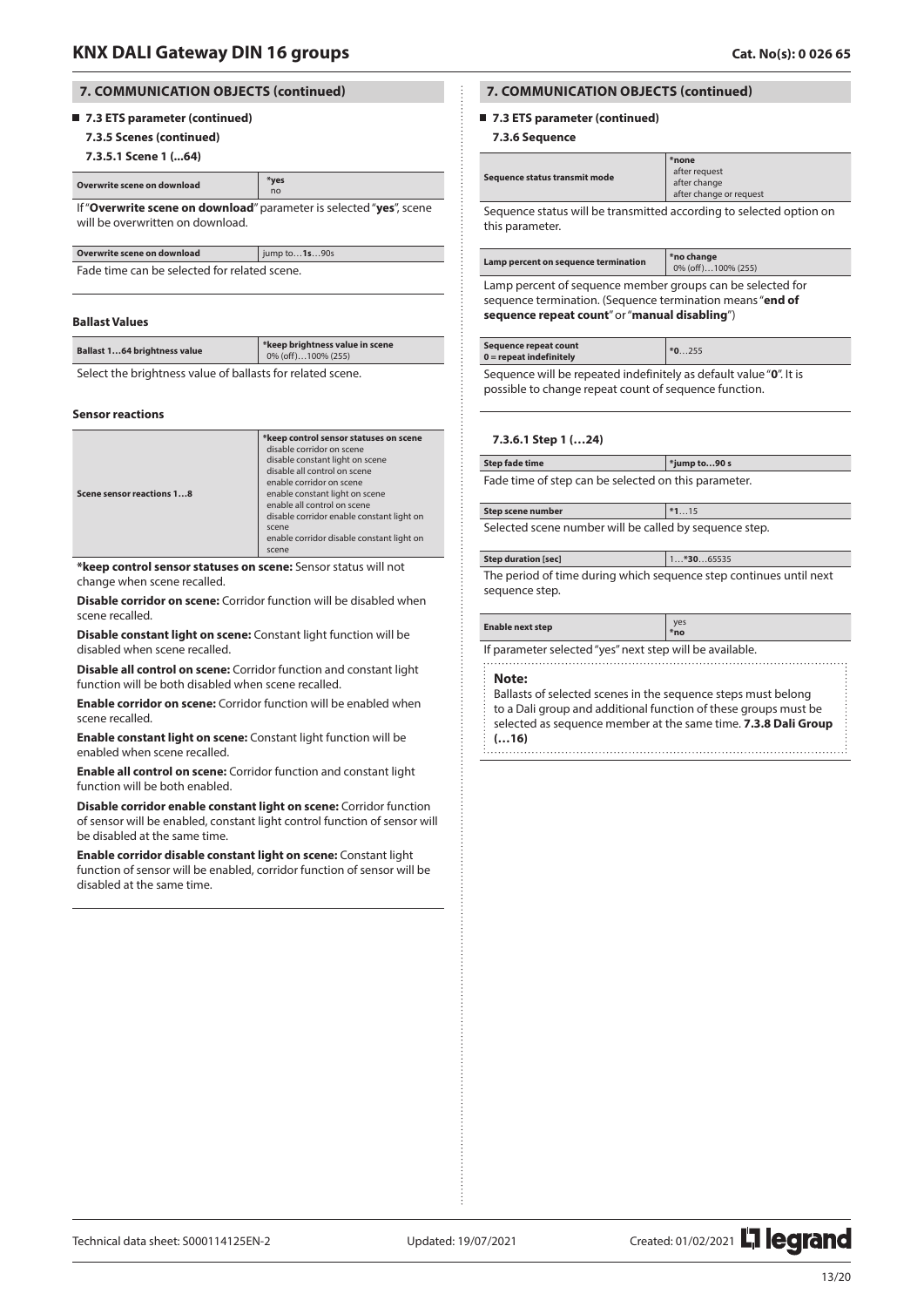## 7. COMMUNICATION OBJECTS (continued)

### 7.3 ETS parameter (continued)

#### 7.3.5 Scenes (continued)

##### 7.3.5.1 Scene 1 (...64)

| Overwrite scene on download | *yes<br>no |
|---|---|

If "**Overwrite scene on download**" parameter is selected "**yes**", scene will be overwritten on download.

| Overwrite scene on download | jump to…**1s**…90s |
|---|---|

Fade time can be selected for related scene.

**Ballast Values**

| Ballast 1…64 brightness value | *keep brightness value in scene<br>0% (off)…100% (255) |
|---|---|

Select the brightness value of ballasts for related scene.

**Sensor reactions**

| Scene sensor reactions 1…8 | *keep control sensor statuses on scene<br>disable corridor on scene<br>disable constant light on scene<br>disable all control on scene<br>enable corridor on scene<br>enable constant light on scene<br>enable all control on scene<br>disable corridor enable constant light on scene<br>enable corridor disable constant light on scene |
|---|---|

**\*keep control sensor statuses on scene:** Sensor status will not change when scene recalled.

**Disable corridor on scene:** Corridor function will be disabled when scene recalled.

**Disable constant light on scene:** Constant light function will be disabled when scene recalled.

**Disable all control on scene:** Corridor function and constant light function will be both disabled when scene recalled.

**Enable corridor on scene:** Corridor function will be enabled when scene recalled.

**Enable constant light on scene:** Constant light function will be enabled when scene recalled.

**Enable all control on scene:** Corridor function and constant light function will be both enabled.

**Disable corridor enable constant light on scene:** Corridor function of sensor will be enabled, constant light control function of sensor will be disabled at the same time.

**Enable corridor disable constant light on scene:** Constant light function of sensor will be enabled, corridor function of sensor will be disabled at the same time.

#### 7.3.6 Sequence

| Sequence status transmit mode | *none<br>after request<br>after change<br>after change or request |
|---|---|

Sequence status will be transmitted according to selected option on this parameter.

| Lamp percent on sequence termination | *no change<br>0% (off)…100% (255) |
|---|---|

Lamp percent of sequence member groups can be selected for sequence termination. (Sequence termination means "**end of sequence repeat count**" or "**manual disabling**")

| Sequence repeat count<br>0 = repeat indefinitely | *0…255 |
|---|---|

Sequence will be repeated indefinitely as default value "**0**". It is possible to change repeat count of sequence function.

##### 7.3.6.1 Step 1 (…24)

| Step fade time | *jump to…90 s |
|---|---|

Fade time of step can be selected on this parameter.

| Step scene number | *1…15 |
|---|---|

Selected scene number will be called by sequence step.

| Step duration [sec] | 1…***30**…65535 |
|---|---|

The period of time during which sequence step continues until next sequence step.

| Enable next step | yes<br>*no |
|---|---|

If parameter selected "yes" next step will be available.

**Note:**
Ballasts of selected scenes in the sequence steps must belong to a Dali group and additional function of these groups must be selected as sequence member at the same time. **7.3.8 Dali Group (…16)**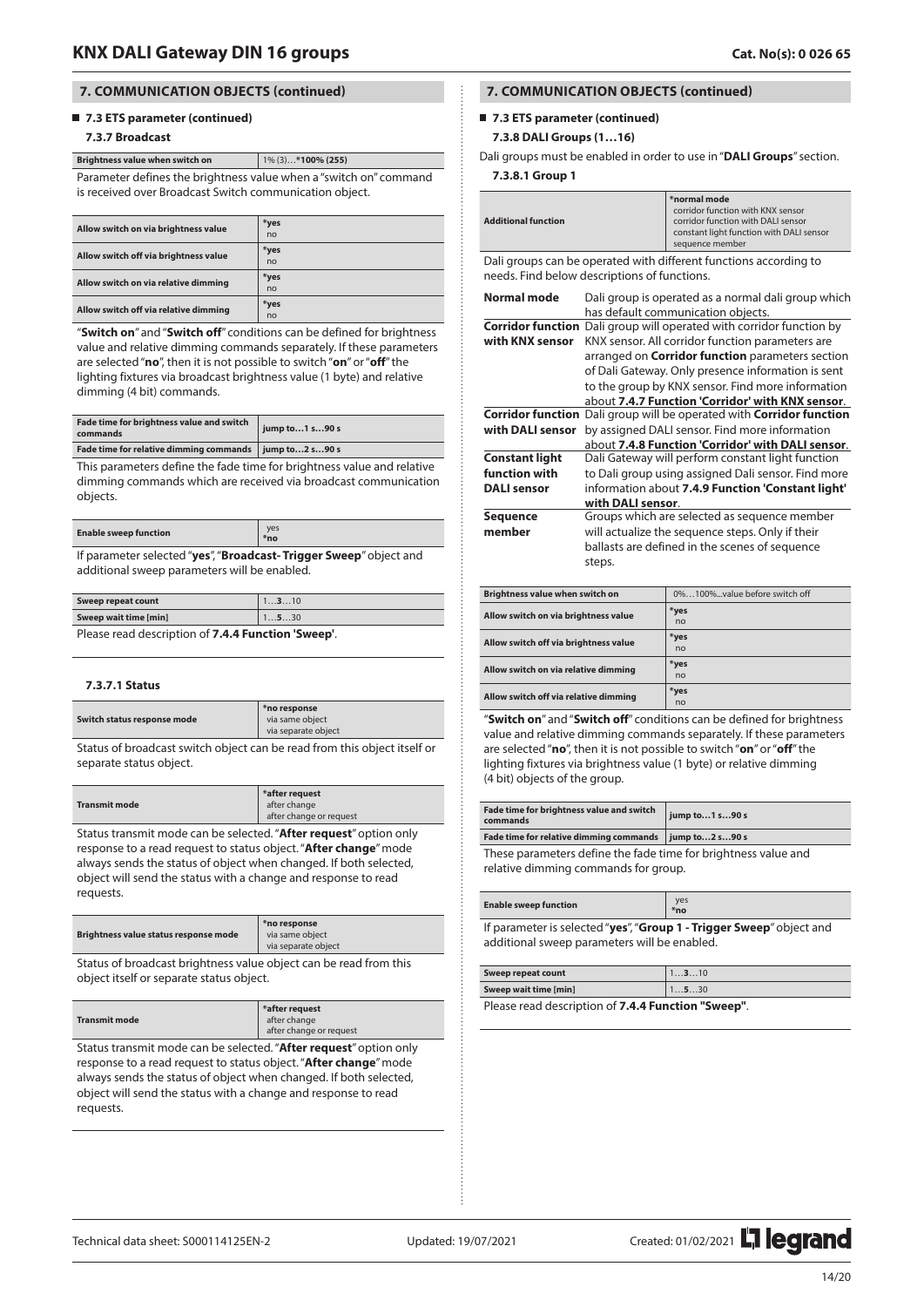## 7. COMMUNICATION OBJECTS (continued)

### ■ 7.3 ETS parameter (continued)

#### 7.3.7 Broadcast

| Brightness value when switch on | 1% (3)…***100% (255)** |
|---|---|

Parameter defines the brightness value when a "switch on" command is received over Broadcast Switch communication object.

| Allow switch on via brightness value | ***yes** / no |
|---|---|
| Allow switch off via brightness value | ***yes** / no |
| Allow switch on via relative dimming | ***yes** / no |
| Allow switch off via relative dimming | ***yes** / no |

"**Switch on**" and "**Switch off**" conditions can be defined for brightness value and relative dimming commands separately. If these parameters are selected "**no**", then it is not possible to switch "**on**" or "**off**" the lighting fixtures via broadcast brightness value (1 byte) and relative dimming (4 bit) commands.

| Fade time for brightness value and switch commands | **jump to…1 s…90 s** |
|---|---|
| Fade time for relative dimming commands | **jump to…2 s…90 s** |

This parameters define the fade time for brightness value and relative dimming commands which are received via broadcast communication objects.

| Enable sweep function | yes / ***no** |
|---|---|

If parameter selected "**yes**", "**Broadcast- Trigger Sweep**" object and additional sweep parameters will be enabled.

| Sweep repeat count | 1…**3**…10 |
|---|---|
| Sweep wait time [min] | 1…**5**…30 |

Please read description of **7.4.4 Function 'Sweep'**.

##### 7.3.7.1 Status

| Switch status response mode | ***no response** / via same object / via separate object |
|---|---|

Status of broadcast switch object can be read from this object itself or separate status object.

| Transmit mode | ***after request** / after change / after change or request |
|---|---|

Status transmit mode can be selected. "**After request**" option only response to a read request to status object. "**After change**" mode always sends the status of object when changed. If both selected, object will send the status with a change and response to read requests.

| Brightness value status response mode | ***no response** / via same object / via separate object |
|---|---|

Status of broadcast brightness value object can be read from this object itself or separate status object.

| Transmit mode | ***after request** / after change / after change or request |
|---|---|

Status transmit mode can be selected. "**After request**" option only response to a read request to status object. "**After change**" mode always sends the status of object when changed. If both selected, object will send the status with a change and response to read requests.

## 7. COMMUNICATION OBJECTS (continued)

### ■ 7.3 ETS parameter (continued)

#### 7.3.8 DALI Groups (1…16)

Dali groups must be enabled in order to use in "**DALI Groups**" section.

##### 7.3.8.1 Group 1

| Additional function | ***normal mode** / corridor function with KNX sensor / corridor function with DALI sensor / constant light function with DALI sensor / sequence member |
|---|---|

Dali groups can be operated with different functions according to needs. Find below descriptions of functions.

| | |
|---|---|
| **Normal mode** | Dali group is operated as a normal dali group which has default communication objects. |
| **Corridor function with KNX sensor** | Dali group will operated with corridor function by KNX sensor. All corridor function parameters are arranged on **Corridor function** parameters section of Dali Gateway. Only presence information is sent to the group by KNX sensor. Find more information about **7.4.7 Function 'Corridor' with KNX sensor**. |
| **Corridor function with DALI sensor** | Dali group will be operated with **Corridor function** by assigned DALI sensor. Find more information about **7.4.8 Function 'Corridor' with DALI sensor**. |
| **Constant light function with DALI sensor** | Dali Gateway will perform constant light function to Dali group using assigned Dali sensor. Find more information about **7.4.9 Function 'Constant light' with DALI sensor**. |
| **Sequence member** | Groups which are selected as sequence member will actualize the sequence steps. Only if their ballasts are defined in the scenes of sequence steps. |

| Brightness value when switch on | 0%…100%…value before switch off |
|---|---|
| Allow switch on via brightness value | ***yes** / no |
| Allow switch off via brightness value | ***yes** / no |
| Allow switch on via relative dimming | ***yes** / no |
| Allow switch off via relative dimming | ***yes** / no |

"**Switch on**" and "**Switch off**" conditions can be defined for brightness value and relative dimming commands separately. If these parameters are selected "**no**", then it is not possible to switch "**on**" or "**off**" the lighting fixtures via brightness value (1 byte) or relative dimming (4 bit) objects of the group.

| Fade time for brightness value and switch commands | **jump to…1 s…90 s** |
|---|---|
| Fade time for relative dimming commands | **jump to…2 s…90 s** |

These parameters define the fade time for brightness value and relative dimming commands for group.

| Enable sweep function | yes / ***no** |
|---|---|

If parameter is selected "**yes**", "**Group 1 - Trigger Sweep**" object and additional sweep parameters will be enabled.

| Sweep repeat count | 1…**3**…10 |
|---|---|
| Sweep wait time [min] | 1…**5**…30 |

Please read description of **7.4.4 Function "Sweep"**.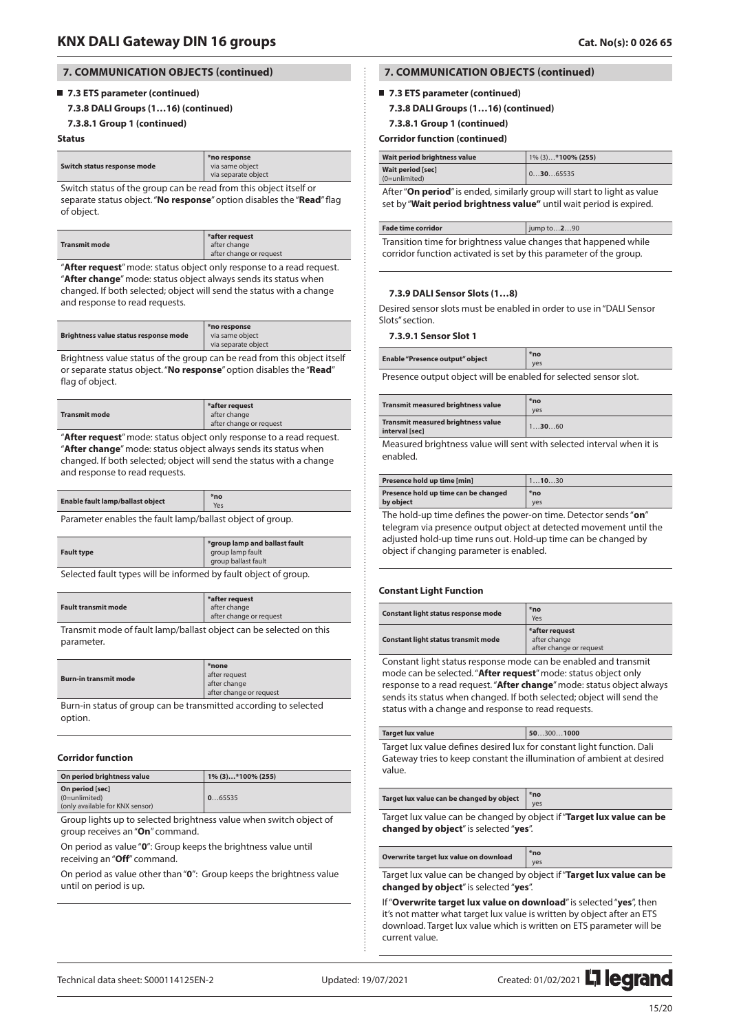## 7. COMMUNICATION OBJECTS (continued)

### 7.3 ETS parameter (continued)

#### 7.3.8 DALI Groups (1…16) (continued)

##### 7.3.8.1 Group 1 (continued)

**Status**

| Switch status response mode | *no response<br>via same object<br>via separate object |
|---|---|

Switch status of the group can be read from this object itself or separate status object. "**No response**" option disables the "**Read**" flag of object.

| Transmit mode | *after request<br>after change<br>after change or request |
|---|---|

"**After request**" mode: status object only response to a read request. "**After change**" mode: status object always sends its status when changed. If both selected; object will send the status with a change and response to read requests.

| Brightness value status response mode | *no response<br>via same object<br>via separate object |
|---|---|

Brightness value status of the group can be read from this object itself or separate status object. "**No response**" option disables the "**Read**" flag of object.

| Transmit mode | *after request<br>after change<br>after change or request |
|---|---|

"**After request**" mode: status object only response to a read request. "**After change**" mode: status object always sends its status when changed. If both selected; object will send the status with a change and response to read requests.

| Enable fault lamp/ballast object | *no<br>Yes |
|---|---|

Parameter enables the fault lamp/ballast object of group.

| Fault type | *group lamp and ballast fault<br>group lamp fault<br>group ballast fault |
|---|---|

Selected fault types will be informed by fault object of group.

| Fault transmit mode | *after request<br>after change<br>after change or request |
|---|---|

Transmit mode of fault lamp/ballast object can be selected on this parameter.

| Burn-in transmit mode | *none<br>after request<br>after change<br>after change or request |
|---|---|

Burn-in status of group can be transmitted according to selected option.

**Corridor function**

| On period brightness value | 1% (3)…*100% (255) |
|---|---|
| On period [sec]<br>(0=unlimited)<br>(only available for KNX sensor) | **0**…65535 |

Group lights up to selected brightness value when switch object of group receives an "**On**" command.

On period as value "**0**": Group keeps the brightness value until receiving an "**Off**" command.

On period as value other than "**0**": Group keeps the brightness value until on period is up.

**Corridor function (continued)**

| Wait period brightness value | 1% (3)…**\*100% (255)** |
|---|---|
| Wait period [sec]<br>(0=unlimited) | 0…**30**…65535 |

After "**On period**" is ended, similarly group will start to light as value set by "**Wait period brightness value"** until wait period is expired.

| Fade time corridor | jump to…**2**…90 |
|---|---|

Transition time for brightness value changes that happened while corridor function activated is set by this parameter of the group.

#### 7.3.9 DALI Sensor Slots (1…8)

Desired sensor slots must be enabled in order to use in "DALI Sensor Slots" section.

##### 7.3.9.1 Sensor Slot 1

| Enable "Presence output" object | *no<br>yes |
|---|---|

Presence output object will be enabled for selected sensor slot.

| Transmit measured brightness value | *no<br>yes |
|---|---|
| Transmit measured brightness value interval [sec] | 1…**30**…60 |

Measured brightness value will sent with selected interval when it is enabled.

| Presence hold up time [min] | 1…**10**…30 |
|---|---|
| Presence hold up time can be changed by object | *no<br>yes |

The hold-up time defines the power-on time. Detector sends "**on**" telegram via presence output object at detected movement until the adjusted hold-up time runs out. Hold-up time can be changed by object if changing parameter is enabled.

**Constant Light Function**

| Constant light status response mode | *no<br>Yes |
|---|---|
| Constant light status transmit mode | *after request<br>after change<br>after change or request |

Constant light status response mode can be enabled and transmit mode can be selected. "**After request**" mode: status object only response to a read request. "**After change**" mode: status object always sends its status when changed. If both selected; object will send the status with a change and response to read requests.

| Target lux value | **50**…300…**1000** |
|---|---|

Target lux value defines desired lux for constant light function. Dali Gateway tries to keep constant the illumination of ambient at desired value.

| Target lux value can be changed by object | *no<br>yes |
|---|---|

Target lux value can be changed by object if "**Target lux value can be changed by object**" is selected "**yes**".

| Overwrite target lux value on download | *no<br>yes |
|---|---|

Target lux value can be changed by object if "**Target lux value can be changed by object**" is selected "**yes**".

If "**Overwrite target lux value on download**" is selected "**yes**", then it's not matter what target lux value is written by object after an ETS download. Target lux value which is written on ETS parameter will be current value.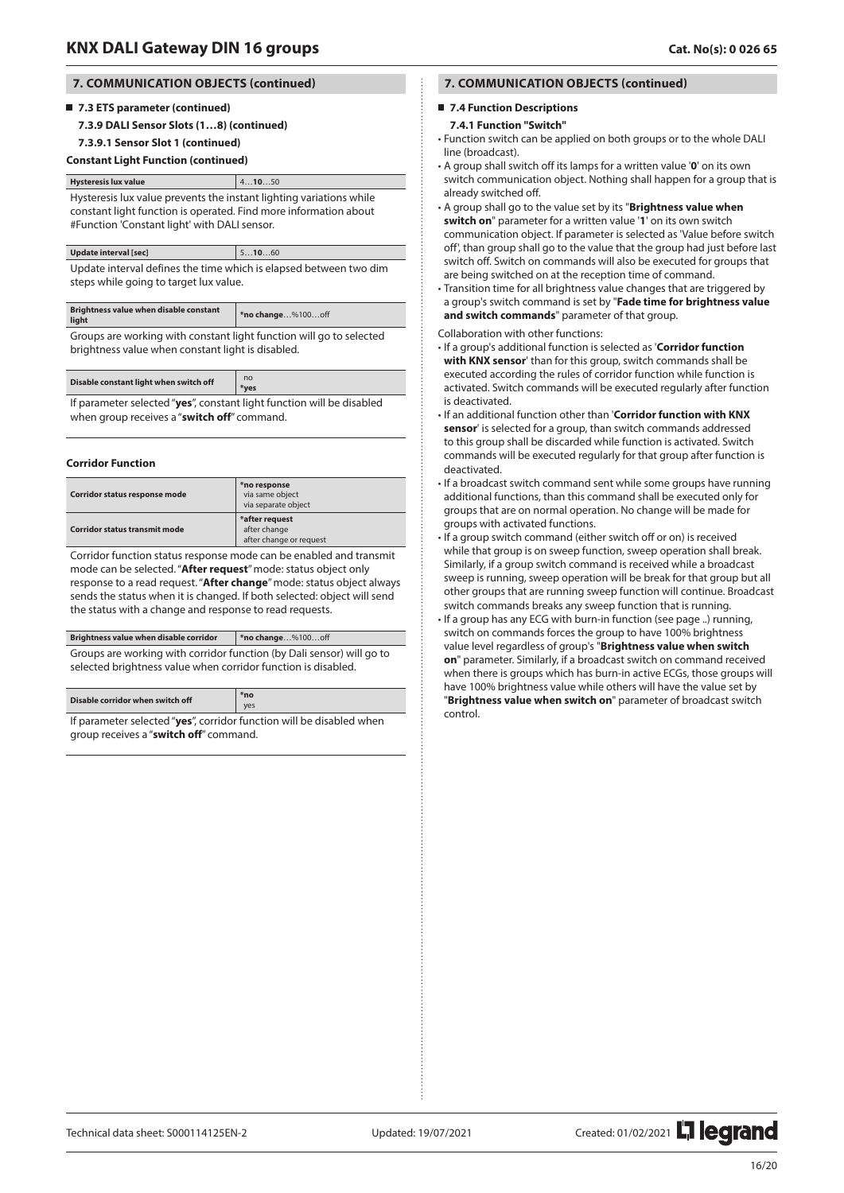## 7. COMMUNICATION OBJECTS (continued)

### 7.3 ETS parameter (continued)

#### 7.3.9 DALI Sensor Slots (1…8) (continued)

##### 7.3.9.1 Sensor Slot 1 (continued)

**Constant Light Function (continued)**

| Hysteresis lux value | 4…**10**…50 |
|---|---|

Hysteresis lux value prevents the instant lighting variations while constant light function is operated. Find more information about #Function 'Constant light' with DALI sensor.

| Update interval [sec] | 5…**10**…60 |
|---|---|

Update interval defines the time which is elapsed between two dim steps while going to target lux value.

| Brightness value when disable constant light | ***no change**…%100…off |
|---|---|

Groups are working with constant light function will go to selected brightness value when constant light is disabled.

| Disable constant light when switch off | no<br>***yes** |
|---|---|

If parameter selected "**yes**", constant light function will be disabled when group receives a "**switch off**" command.

**Corridor Function**

| Corridor status response mode | ***no response**<br>via same object<br>via separate object |
|---|---|
| Corridor status transmit mode | ***after request**<br>after change<br>after change or request |

Corridor function status response mode can be enabled and transmit mode can be selected. "**After request**" mode: status object only response to a read request. "**After change**" mode: status object always sends the status when it is changed. If both selected: object will send the status with a change and response to read requests.

| Brightness value when disable corridor | ***no change**…%100…off |
|---|---|

Groups are working with corridor function (by Dali sensor) will go to selected brightness value when corridor function is disabled.

| Disable corridor when switch off | ***no**<br>yes |
|---|---|

If parameter selected "**yes**", corridor function will be disabled when group receives a "**switch off**" command.

## 7. COMMUNICATION OBJECTS (continued)

### 7.4 Function Descriptions

#### 7.4.1 Function "Switch"

- Function switch can be applied on both groups or to the whole DALI line (broadcast).
- A group shall switch off its lamps for a written value '**0**' on its own switch communication object. Nothing shall happen for a group that is already switched off.
- A group shall go to the value set by its "**Brightness value when switch on**" parameter for a written value '**1**' on its own switch communication object. If parameter is selected as 'Value before switch off', than group shall go to the value that the group had just before last switch off. Switch on commands will also be executed for groups that are being switched on at the reception time of command.
- Transition time for all brightness value changes that are triggered by a group's switch command is set by "**Fade time for brightness value and switch commands**" parameter of that group.

Collaboration with other functions:

- If a group's additional function is selected as '**Corridor function with KNX sensor**' than for this group, switch commands shall be executed according the rules of corridor function while function is activated. Switch commands will be executed regularly after function is deactivated.
- If an additional function other than '**Corridor function with KNX sensor**' is selected for a group, than switch commands addressed to this group shall be discarded while function is activated. Switch commands will be executed regularly for that group after function is deactivated.
- If a broadcast switch command sent while some groups have running additional functions, than this command shall be executed only for groups that are on normal operation. No change will be made for groups with activated functions.
- If a group switch command (either switch off or on) is received while that group is on sweep function, sweep operation shall break. Similarly, if a group switch command is received while a broadcast sweep is running, sweep operation will be break for that group but all other groups that are running sweep function will continue. Broadcast switch commands breaks any sweep function that is running.
- If a group has any ECG with burn-in function (see page ..) running, switch on commands forces the group to have 100% brightness value level regardless of group's "**Brightness value when switch on**" parameter. Similarly, if a broadcast switch on command received when there is groups which has burn-in active ECGs, those groups will have 100% brightness value while others will have the value set by "**Brightness value when switch on**" parameter of broadcast switch control.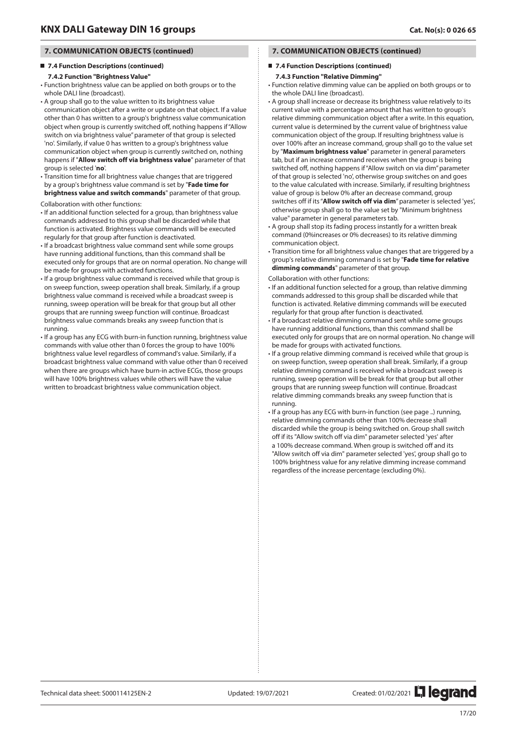## 7. COMMUNICATION OBJECTS (continued)

### 7.4 Function Descriptions (continued)

#### 7.4.2 Function "Brightness Value"

- Function brightness value can be applied on both groups or to the whole DALI line (broadcast).
- A group shall go to the value written to its brightness value communication object after a write or update on that object. If a value other than 0 has written to a group's brightness value communication object when group is currently switched off, nothing happens if "Allow switch on via brightness value" parameter of that group is selected 'no'. Similarly, if value 0 has written to a group's brightness value communication object when group is currently switched on, nothing happens if "**Allow switch off via brightness value**" parameter of that group is selected '**no**'.
- Transition time for all brightness value changes that are triggered by a group's brightness value command is set by "**Fade time for brightness value and switch commands**" parameter of that group.

Collaboration with other functions:

- If an additional function selected for a group, than brightness value commands addressed to this group shall be discarded while that function is activated. Brightness value commands will be executed regularly for that group after function is deactivated.
- If a broadcast brightness value command sent while some groups have running additional functions, than this command shall be executed only for groups that are on normal operation. No change will be made for groups with activated functions.
- If a group brightness value command is received while that group is on sweep function, sweep operation shall break. Similarly, if a group brightness value command is received while a broadcast sweep is running, sweep operation will be break for that group but all other groups that are running sweep function will continue. Broadcast brightness value commands breaks any sweep function that is running.
- If a group has any ECG with burn-in function running, brightness value commands with value other than 0 forces the group to have 100% brightness value level regardless of command's value. Similarly, if a broadcast brightness value command with value other than 0 received when there are groups which have burn-in active ECGs, those groups will have 100% brightness values while others will have the value written to broadcast brightness value communication object.

#### 7.4.3 Function "Relative Dimming"

- Function relative dimming value can be applied on both groups or to the whole DALI line (broadcast).
- A group shall increase or decrease its brightness value relatively to its current value with a percentage amount that has written to group's relative dimming communication object after a write. In this equation, current value is determined by the current value of brightness value communication object of the group. If resulting brightness value is over 100% after an increase command, group shall go to the value set by "**Maximum brightness value**" parameter in general parameters tab, but if an increase command receives when the group is being switched off, nothing happens if "Allow switch on via dim" parameter of that group is selected 'no', otherwise group switches on and goes to the value calculated with increase. Similarly, if resulting brightness value of group is below 0% after an decrease command, group switches off if its "**Allow switch off via dim**" parameter is selected 'yes', otherwise group shall go to the value set by "Minimum brightness value" parameter in general parameters tab.
- A group shall stop its fading process instantly for a written break command (0%increases or 0% decreases) to its relative dimming communication object.
- Transition time for all brightness value changes that are triggered by a group's relative dimming command is set by "**Fade time for relative dimming commands**" parameter of that group.

Collaboration with other functions:

- If an additional function selected for a group, than relative dimming commands addressed to this group shall be discarded while that function is activated. Relative dimming commands will be executed regularly for that group after function is deactivated.
- If a broadcast relative dimming command sent while some groups have running additional functions, than this command shall be executed only for groups that are on normal operation. No change will be made for groups with activated functions.
- If a group relative dimming command is received while that group is on sweep function, sweep operation shall break. Similarly, if a group relative dimming command is received while a broadcast sweep is running, sweep operation will be break for that group but all other groups that are running sweep function will continue. Broadcast relative dimming commands breaks any sweep function that is running.
- If a group has any ECG with burn-in function (see page ..) running, relative dimming commands other than 100% decrease shall discarded while the group is being switched on. Group shall switch off if its "Allow switch off via dim" parameter selected 'yes' after a 100% decrease command. When group is switched off and its "Allow switch off via dim" parameter selected 'yes', group shall go to 100% brightness value for any relative dimming increase command regardless of the increase percentage (excluding 0%).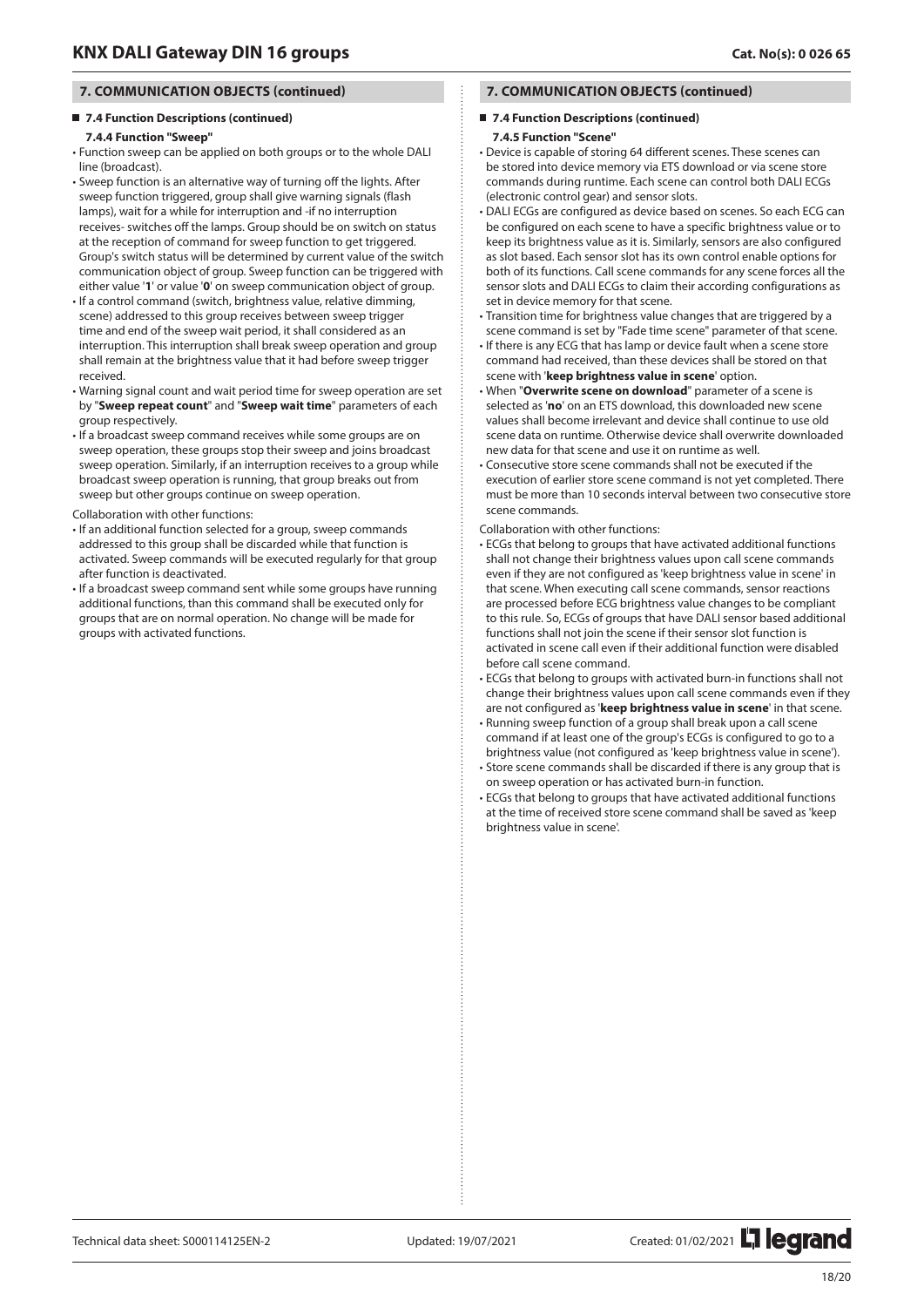## 7. COMMUNICATION OBJECTS (continued)

### 7.4 Function Descriptions (continued)

#### 7.4.4 Function "Sweep"

- Function sweep can be applied on both groups or to the whole DALI line (broadcast).
- Sweep function is an alternative way of turning off the lights. After sweep function triggered, group shall give warning signals (flash lamps), wait for a while for interruption and -if no interruption receives- switches off the lamps. Group should be on switch on status at the reception of command for sweep function to get triggered. Group's switch status will be determined by current value of the switch communication object of group. Sweep function can be triggered with either value '**1**' or value '**0**' on sweep communication object of group.
- If a control command (switch, brightness value, relative dimming, scene) addressed to this group receives between sweep trigger time and end of the sweep wait period, it shall considered as an interruption. This interruption shall break sweep operation and group shall remain at the brightness value that it had before sweep trigger received.
- Warning signal count and wait period time for sweep operation are set by "**Sweep repeat count**" and "**Sweep wait time**" parameters of each group respectively.
- If a broadcast sweep command receives while some groups are on sweep operation, these groups stop their sweep and joins broadcast sweep operation. Similarly, if an interruption receives to a group while broadcast sweep operation is running, that group breaks out from sweep but other groups continue on sweep operation.

Collaboration with other functions:

- If an additional function selected for a group, sweep commands addressed to this group shall be discarded while that function is activated. Sweep commands will be executed regularly for that group after function is deactivated.
- If a broadcast sweep command sent while some groups have running additional functions, than this command shall be executed only for groups that are on normal operation. No change will be made for groups with activated functions.

#### 7.4.5 Function "Scene"

- Device is capable of storing 64 different scenes. These scenes can be stored into device memory via ETS download or via scene store commands during runtime. Each scene can control both DALI ECGs (electronic control gear) and sensor slots.
- DALI ECGs are configured as device based on scenes. So each ECG can be configured on each scene to have a specific brightness value or to keep its brightness value as it is. Similarly, sensors are also configured as slot based. Each sensor slot has its own control enable options for both of its functions. Call scene commands for any scene forces all the sensor slots and DALI ECGs to claim their according configurations as set in device memory for that scene.
- Transition time for brightness value changes that are triggered by a scene command is set by "Fade time scene" parameter of that scene.
- If there is any ECG that has lamp or device fault when a scene store command had received, than these devices shall be stored on that scene with '**keep brightness value in scene**' option.
- When "**Overwrite scene on download**" parameter of a scene is selected as '**no**' on an ETS download, this downloaded new scene values shall become irrelevant and device shall continue to use old scene data on runtime. Otherwise device shall overwrite downloaded new data for that scene and use it on runtime as well.
- Consecutive store scene commands shall not be executed if the execution of earlier store scene command is not yet completed. There must be more than 10 seconds interval between two consecutive store scene commands.

Collaboration with other functions:

- ECGs that belong to groups that have activated additional functions shall not change their brightness values upon call scene commands even if they are not configured as 'keep brightness value in scene' in that scene. When executing call scene commands, sensor reactions are processed before ECG brightness value changes to be compliant to this rule. So, ECGs of groups that have DALI sensor based additional functions shall not join the scene if their sensor slot function is activated in scene call even if their additional function were disabled before call scene command.
- ECGs that belong to groups with activated burn-in functions shall not change their brightness values upon call scene commands even if they are not configured as '**keep brightness value in scene**' in that scene.
- Running sweep function of a group shall break upon a call scene command if at least one of the group's ECGs is configured to go to a brightness value (not configured as 'keep brightness value in scene').
- Store scene commands shall be discarded if there is any group that is on sweep operation or has activated burn-in function.
- ECGs that belong to groups that have activated additional functions at the time of received store scene command shall be saved as 'keep brightness value in scene'.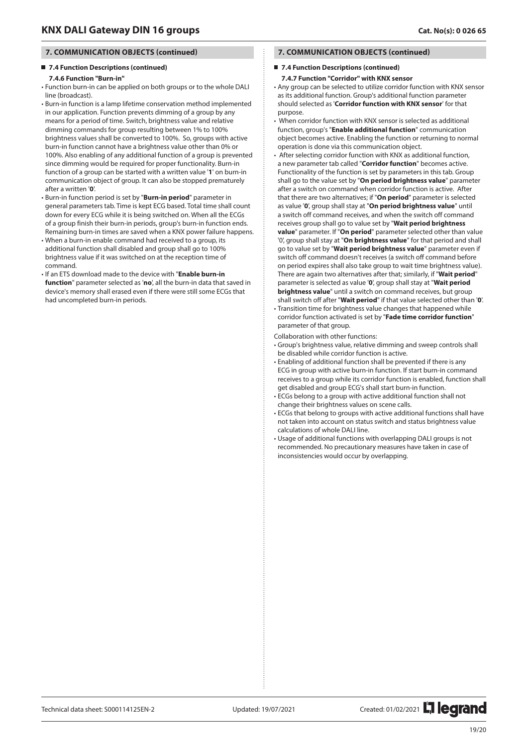## 7. COMMUNICATION OBJECTS (continued)

### 7.4 Function Descriptions (continued)

#### 7.4.6 Function "Burn-in"

- Function burn-in can be applied on both groups or to the whole DALI line (broadcast).
- Burn-in function is a lamp lifetime conservation method implemented in our application. Function prevents dimming of a group by any means for a period of time. Switch, brightness value and relative dimming commands for group resulting between 1% to 100% brightness values shall be converted to 100%. So, groups with active burn-in function cannot have a brightness value other than 0% or 100%. Also enabling of any additional function of a group is prevented since dimming would be required for proper functionality. Burn-in function of a group can be started with a written value '**1**' on burn-in communication object of group. It can also be stopped prematurely after a written '**0**'.
- Burn-in function period is set by "**Burn-in period**" parameter in general parameters tab. Time is kept ECG based. Total time shall count down for every ECG while it is being switched on. When all the ECGs of a group finish their burn-in periods, group's burn-in function ends. Remaining burn-in times are saved when a KNX power failure happens.
- When a burn-in enable command had received to a group, its additional function shall disabled and group shall go to 100% brightness value if it was switched on at the reception time of command.
- If an ETS download made to the device with "**Enable burn-in function**" parameter selected as '**no**', all the burn-in data that saved in device's memory shall erased even if there were still some ECGs that had uncompleted burn-in periods.

#### 7.4.7 Function "Corridor" with KNX sensor

- Any group can be selected to utilize corridor function with KNX sensor as its additional function. Group's additional function parameter should selected as '**Corridor function with KNX sensor**' for that purpose.
- When corridor function with KNX sensor is selected as additional function, group's "**Enable additional function**" communication object becomes active. Enabling the function or returning to normal operation is done via this communication object.
- After selecting corridor function with KNX as additional function, a new parameter tab called "**Corridor function**" becomes active. Functionality of the function is set by parameters in this tab. Group shall go to the value set by "**On period brightness value**" parameter after a switch on command when corridor function is active. After that there are two alternatives; if "**On period**" parameter is selected as value '**0**', group shall stay at "**On period brightness value**" until a switch off command receives, and when the switch off command receives group shall go to value set by "**Wait period brightness value**" parameter. If "**On period**" parameter selected other than value '0', group shall stay at "**On brightness value**" for that period and shall go to value set by "**Wait period brightness value**" parameter even if switch off command doesn't receives (a switch off command before on period expires shall also take group to wait time brightness value). There are again two alternatives after that; similarly, if "**Wait period**" parameter is selected as value '**0**', group shall stay at "**Wait period brightness value**" until a switch on command receives, but group shall switch off after "**Wait period**" if that value selected other than '**0**'.
- Transition time for brightness value changes that happened while corridor function activated is set by "**Fade time corridor function**" parameter of that group.

Collaboration with other functions:

- Group's brightness value, relative dimming and sweep controls shall be disabled while corridor function is active.
- Enabling of additional function shall be prevented if there is any ECG in group with active burn-in function. If start burn-in command receives to a group while its corridor function is enabled, function shall get disabled and group ECG's shall start burn-in function.
- ECGs belong to a group with active additional function shall not change their brightness values on scene calls.
- ECGs that belong to groups with active additional functions shall have not taken into account on status switch and status brightness value calculations of whole DALI line.
- Usage of additional functions with overlapping DALI groups is not recommended. No precautionary measures have taken in case of inconsistencies would occur by overlapping.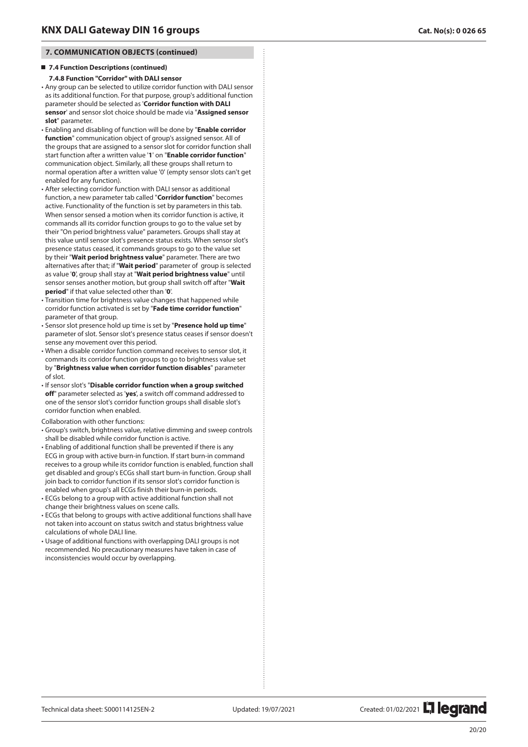## 7. COMMUNICATION OBJECTS (continued)

### 7.4 Function Descriptions (continued)

#### 7.4.8 Function "Corridor" with DALI sensor

- Any group can be selected to utilize corridor function with DALI sensor as its additional function. For that purpose, group's additional function parameter should be selected as '**Corridor function with DALI sensor**' and sensor slot choice should be made via "**Assigned sensor slot**" parameter.
- Enabling and disabling of function will be done by "**Enable corridor function**" communication object of group's assigned sensor. All of the groups that are assigned to a sensor slot for corridor function shall start function after a written value '**1**' on "**Enable corridor function**" communication object. Similarly, all these groups shall return to normal operation after a written value '0' (empty sensor slots can't get enabled for any function).
- After selecting corridor function with DALI sensor as additional function, a new parameter tab called "**Corridor function**" becomes active. Functionality of the function is set by parameters in this tab. When sensor sensed a motion when its corridor function is active, it commands all its corridor function groups to go to the value set by their "On period brightness value" parameters. Groups shall stay at this value until sensor slot's presence status exists. When sensor slot's presence status ceased, it commands groups to go to the value set by their "**Wait period brightness value**" parameter. There are two alternatives after that; if "**Wait period**" parameter of group is selected as value '**0**', group shall stay at "**Wait period brightness value**" until sensor senses another motion, but group shall switch off after "**Wait period**" if that value selected other than '**0**'.
- Transition time for brightness value changes that happened while corridor function activated is set by "**Fade time corridor function**" parameter of that group.
- Sensor slot presence hold up time is set by "**Presence hold up time**" parameter of slot. Sensor slot's presence status ceases if sensor doesn't sense any movement over this period.
- When a disable corridor function command receives to sensor slot, it commands its corridor function groups to go to brightness value set by "**Brightness value when corridor function disables**" parameter of slot.
- If sensor slot's "**Disable corridor function when a group switched off**" parameter selected as '**yes**', a switch off command addressed to one of the sensor slot's corridor function groups shall disable slot's corridor function when enabled.

Collaboration with other functions:

- Group's switch, brightness value, relative dimming and sweep controls shall be disabled while corridor function is active.
- Enabling of additional function shall be prevented if there is any ECG in group with active burn-in function. If start burn-in command receives to a group while its corridor function is enabled, function shall get disabled and group's ECGs shall start burn-in function. Group shall join back to corridor function if its sensor slot's corridor function is enabled when group's all ECGs finish their burn-in periods.
- ECGs belong to a group with active additional function shall not change their brightness values on scene calls.
- ECGs that belong to groups with active additional functions shall have not taken into account on status switch and status brightness value calculations of whole DALI line.
- Usage of additional functions with overlapping DALI groups is not recommended. No precautionary measures have taken in case of inconsistencies would occur by overlapping.